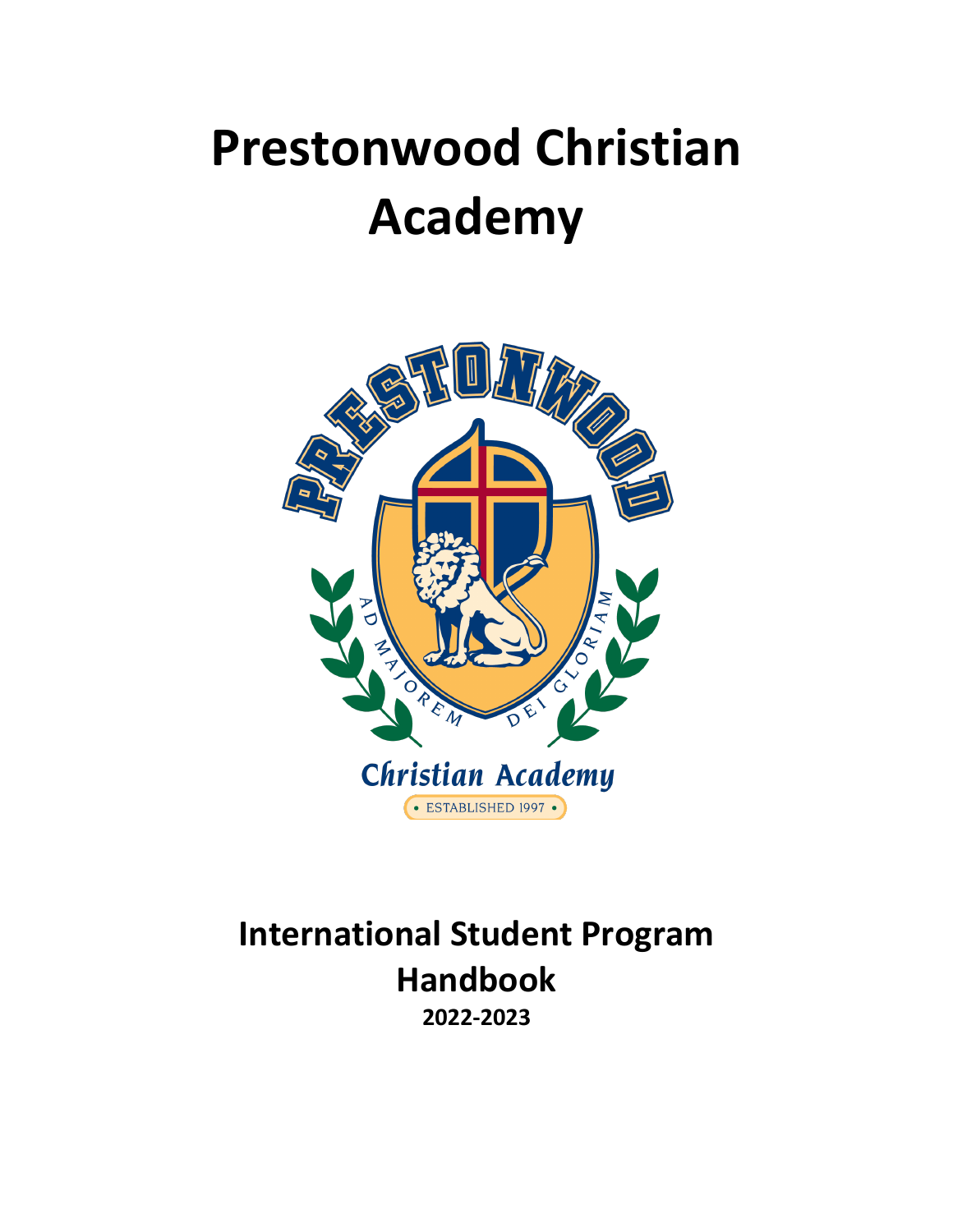# Prestonwood Christian Academy

## International Student Program Handbook

**2022-2023**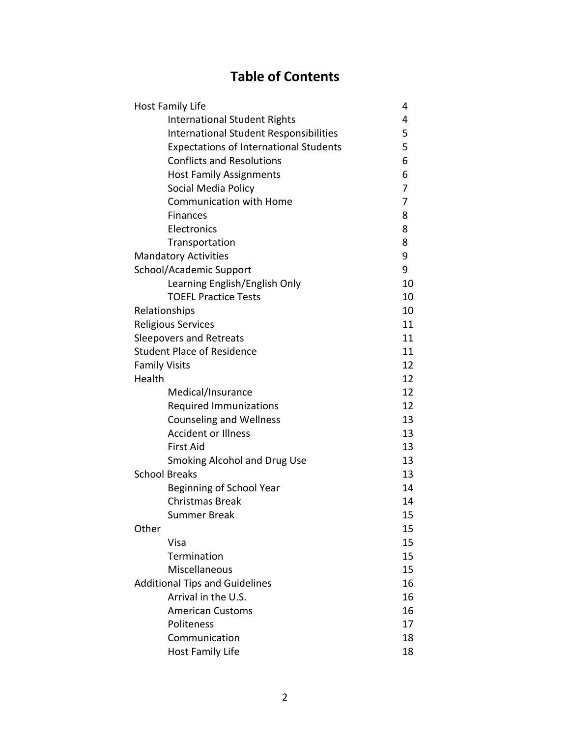# Table of Contents

| | |
|---|---|
| Host Family Life | 4 |
| &nbsp;&nbsp;&nbsp;&nbsp;International Student Rights | 4 |
| &nbsp;&nbsp;&nbsp;&nbsp;International Student Responsibilities | 5 |
| &nbsp;&nbsp;&nbsp;&nbsp;Expectations of International Students | 5 |
| &nbsp;&nbsp;&nbsp;&nbsp;Conflicts and Resolutions | 6 |
| &nbsp;&nbsp;&nbsp;&nbsp;Host Family Assignments | 6 |
| &nbsp;&nbsp;&nbsp;&nbsp;Social Media Policy | 7 |
| &nbsp;&nbsp;&nbsp;&nbsp;Communication with Home | 7 |
| &nbsp;&nbsp;&nbsp;&nbsp;Finances | 8 |
| &nbsp;&nbsp;&nbsp;&nbsp;Electronics | 8 |
| &nbsp;&nbsp;&nbsp;&nbsp;Transportation | 8 |
| Mandatory Activities | 9 |
| School/Academic Support | 9 |
| &nbsp;&nbsp;&nbsp;&nbsp;Learning English/English Only | 10 |
| &nbsp;&nbsp;&nbsp;&nbsp;TOEFL Practice Tests | 10 |
| Relationships | 10 |
| Religious Services | 11 |
| Sleepovers and Retreats | 11 |
| Student Place of Residence | 11 |
| Family Visits | 12 |
| Health | 12 |
| &nbsp;&nbsp;&nbsp;&nbsp;Medical/Insurance | 12 |
| &nbsp;&nbsp;&nbsp;&nbsp;Required Immunizations | 12 |
| &nbsp;&nbsp;&nbsp;&nbsp;Counseling and Wellness | 13 |
| &nbsp;&nbsp;&nbsp;&nbsp;Accident or Illness | 13 |
| &nbsp;&nbsp;&nbsp;&nbsp;First Aid | 13 |
| &nbsp;&nbsp;&nbsp;&nbsp;Smoking Alcohol and Drug Use | 13 |
| School Breaks | 13 |
| &nbsp;&nbsp;&nbsp;&nbsp;Beginning of School Year | 14 |
| &nbsp;&nbsp;&nbsp;&nbsp;Christmas Break | 14 |
| &nbsp;&nbsp;&nbsp;&nbsp;Summer Break | 15 |
| Other | 15 |
| &nbsp;&nbsp;&nbsp;&nbsp;Visa | 15 |
| &nbsp;&nbsp;&nbsp;&nbsp;Termination | 15 |
| &nbsp;&nbsp;&nbsp;&nbsp;Miscellaneous | 15 |
| Additional Tips and Guidelines | 16 |
| &nbsp;&nbsp;&nbsp;&nbsp;Arrival in the U.S. | 16 |
| &nbsp;&nbsp;&nbsp;&nbsp;American Customs | 16 |
| &nbsp;&nbsp;&nbsp;&nbsp;Politeness | 17 |
| &nbsp;&nbsp;&nbsp;&nbsp;Communication | 18 |
| &nbsp;&nbsp;&nbsp;&nbsp;Host Family Life | 18 |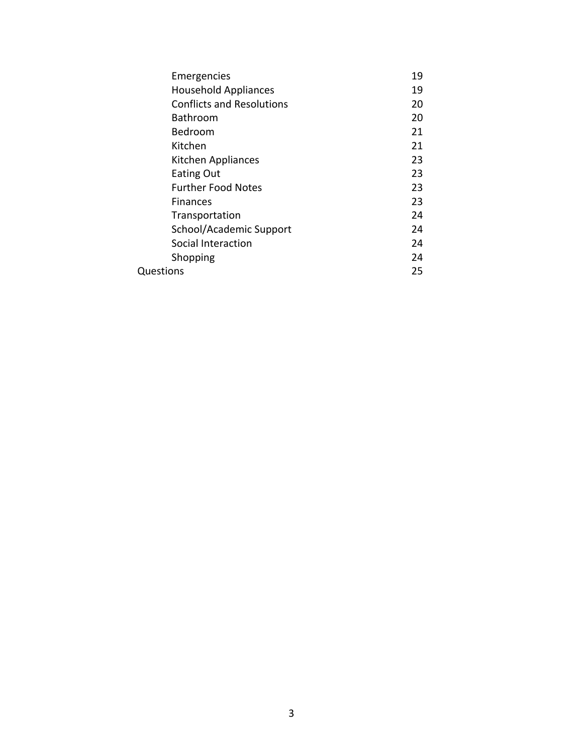| | |
|---|---|
| Emergencies | 19 |
| Household Appliances | 19 |
| Conflicts and Resolutions | 20 |
| Bathroom | 20 |
| Bedroom | 21 |
| Kitchen | 21 |
| Kitchen Appliances | 23 |
| Eating Out | 23 |
| Further Food Notes | 23 |
| Finances | 23 |
| Transportation | 24 |
| School/Academic Support | 24 |
| Social Interaction | 24 |
| Shopping | 24 |
| Questions | 25 |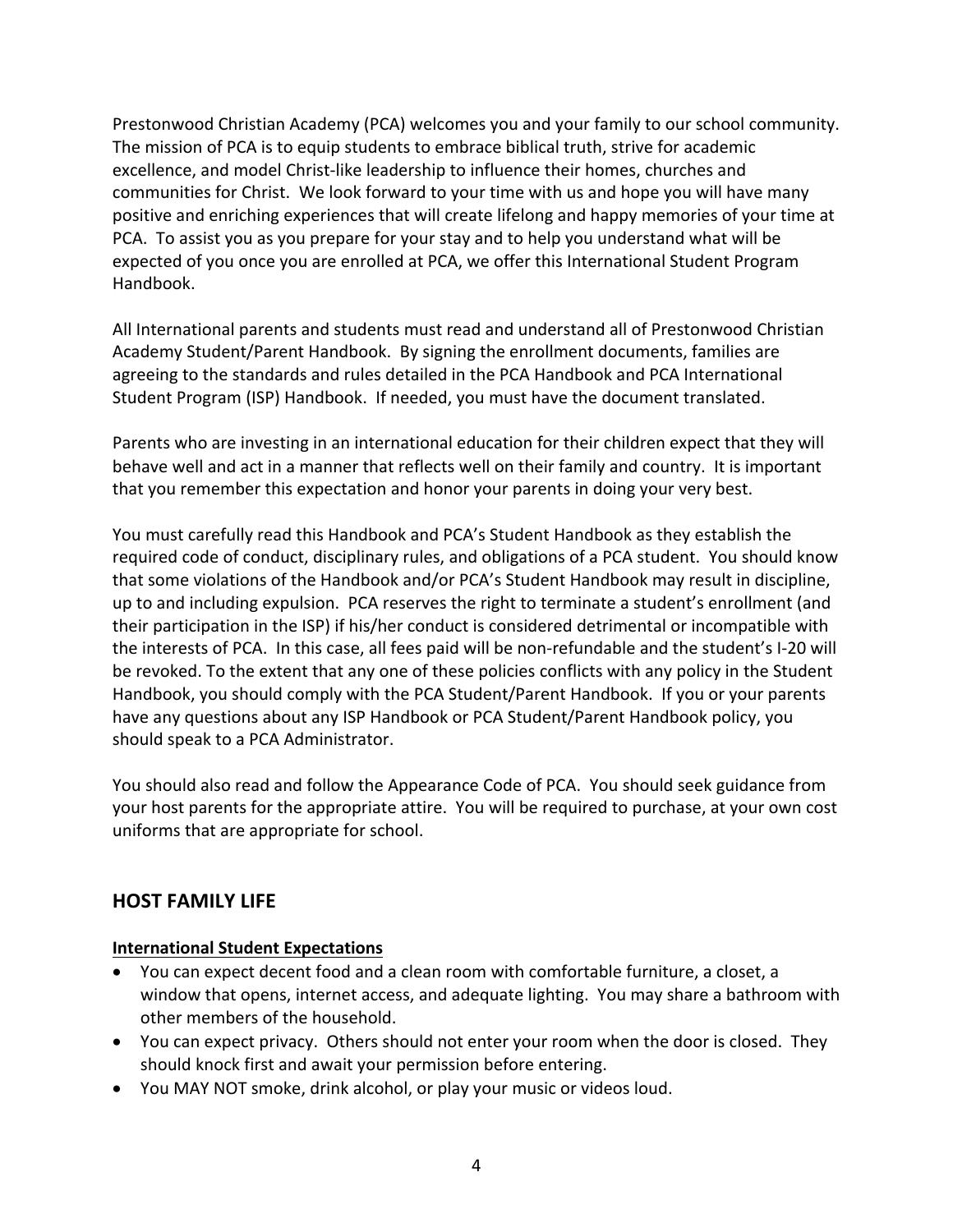Prestonwood Christian Academy (PCA) welcomes you and your family to our school community. The mission of PCA is to equip students to embrace biblical truth, strive for academic excellence, and model Christ-like leadership to influence their homes, churches and communities for Christ. We look forward to your time with us and hope you will have many positive and enriching experiences that will create lifelong and happy memories of your time at PCA. To assist you as you prepare for your stay and to help you understand what will be expected of you once you are enrolled at PCA, we offer this International Student Program Handbook.

All International parents and students must read and understand all of Prestonwood Christian Academy Student/Parent Handbook. By signing the enrollment documents, families are agreeing to the standards and rules detailed in the PCA Handbook and PCA International Student Program (ISP) Handbook. If needed, you must have the document translated.

Parents who are investing in an international education for their children expect that they will behave well and act in a manner that reflects well on their family and country. It is important that you remember this expectation and honor your parents in doing your very best.

You must carefully read this Handbook and PCA's Student Handbook as they establish the required code of conduct, disciplinary rules, and obligations of a PCA student. You should know that some violations of the Handbook and/or PCA's Student Handbook may result in discipline, up to and including expulsion. PCA reserves the right to terminate a student's enrollment (and their participation in the ISP) if his/her conduct is considered detrimental or incompatible with the interests of PCA. In this case, all fees paid will be non-refundable and the student's I-20 will be revoked. To the extent that any one of these policies conflicts with any policy in the Student Handbook, you should comply with the PCA Student/Parent Handbook. If you or your parents have any questions about any ISP Handbook or PCA Student/Parent Handbook policy, you should speak to a PCA Administrator.

You should also read and follow the Appearance Code of PCA. You should seek guidance from your host parents for the appropriate attire. You will be required to purchase, at your own cost uniforms that are appropriate for school.

## HOST FAMILY LIFE

### International Student Expectations

- You can expect decent food and a clean room with comfortable furniture, a closet, a window that opens, internet access, and adequate lighting. You may share a bathroom with other members of the household.
- You can expect privacy. Others should not enter your room when the door is closed. They should knock first and await your permission before entering.
- You MAY NOT smoke, drink alcohol, or play your music or videos loud.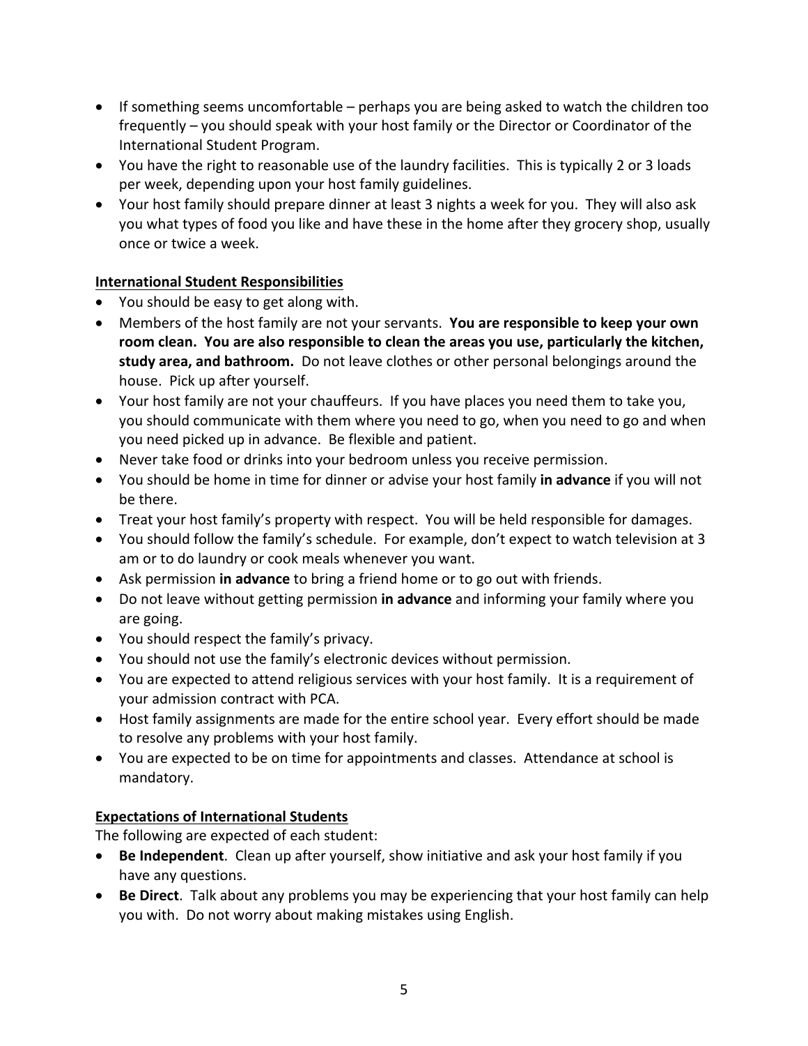- If something seems uncomfortable – perhaps you are being asked to watch the children too frequently – you should speak with your host family or the Director or Coordinator of the International Student Program.
- You have the right to reasonable use of the laundry facilities. This is typically 2 or 3 loads per week, depending upon your host family guidelines.
- Your host family should prepare dinner at least 3 nights a week for you. They will also ask you what types of food you like and have these in the home after they grocery shop, usually once or twice a week.

## International Student Responsibilities

- You should be easy to get along with.
- Members of the host family are not your servants. **You are responsible to keep your own room clean. You are also responsible to clean the areas you use, particularly the kitchen, study area, and bathroom.** Do not leave clothes or other personal belongings around the house. Pick up after yourself.
- Your host family are not your chauffeurs. If you have places you need them to take you, you should communicate with them where you need to go, when you need to go and when you need picked up in advance. Be flexible and patient.
- Never take food or drinks into your bedroom unless you receive permission.
- You should be home in time for dinner or advise your host family **in advance** if you will not be there.
- Treat your host family's property with respect. You will be held responsible for damages.
- You should follow the family's schedule. For example, don't expect to watch television at 3 am or to do laundry or cook meals whenever you want.
- Ask permission **in advance** to bring a friend home or to go out with friends.
- Do not leave without getting permission **in advance** and informing your family where you are going.
- You should respect the family's privacy.
- You should not use the family's electronic devices without permission.
- You are expected to attend religious services with your host family. It is a requirement of your admission contract with PCA.
- Host family assignments are made for the entire school year. Every effort should be made to resolve any problems with your host family.
- You are expected to be on time for appointments and classes. Attendance at school is mandatory.

## Expectations of International Students

The following are expected of each student:

- **Be Independent**. Clean up after yourself, show initiative and ask your host family if you have any questions.
- **Be Direct**. Talk about any problems you may be experiencing that your host family can help you with. Do not worry about making mistakes using English.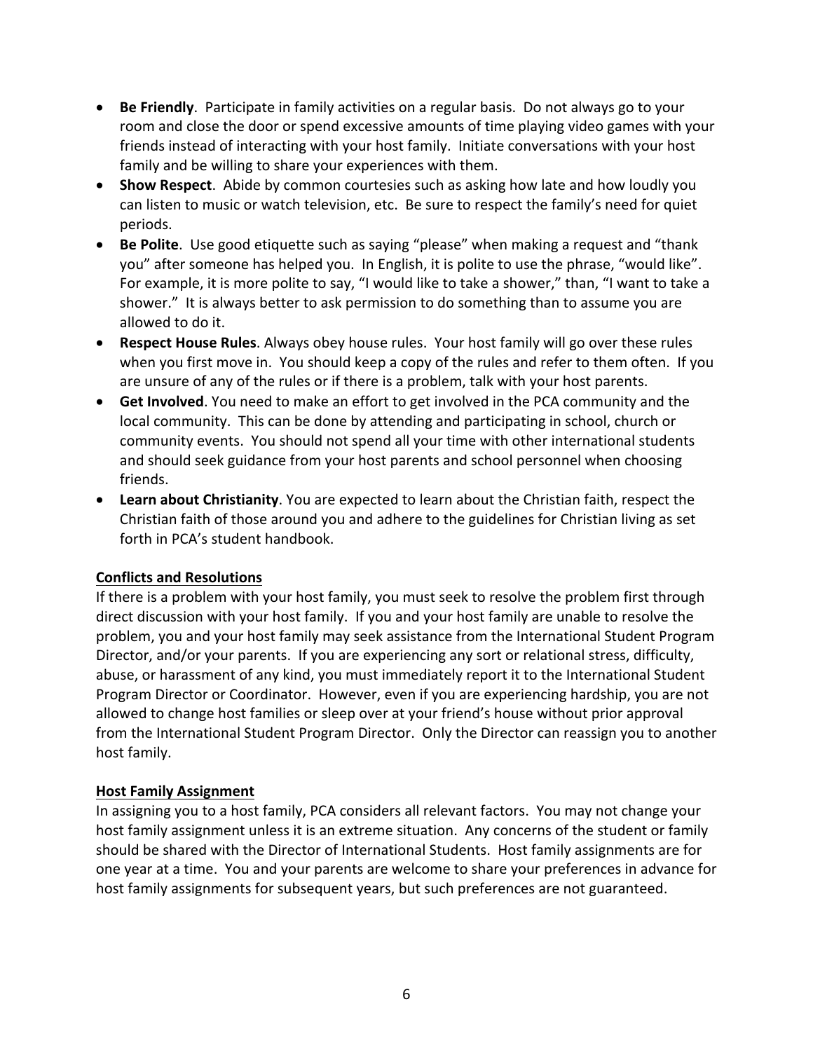- **Be Friendly**. Participate in family activities on a regular basis. Do not always go to your room and close the door or spend excessive amounts of time playing video games with your friends instead of interacting with your host family. Initiate conversations with your host family and be willing to share your experiences with them.
- **Show Respect**. Abide by common courtesies such as asking how late and how loudly you can listen to music or watch television, etc. Be sure to respect the family's need for quiet periods.
- **Be Polite**. Use good etiquette such as saying "please" when making a request and "thank you" after someone has helped you. In English, it is polite to use the phrase, "would like". For example, it is more polite to say, "I would like to take a shower," than, "I want to take a shower." It is always better to ask permission to do something than to assume you are allowed to do it.
- **Respect House Rules**. Always obey house rules. Your host family will go over these rules when you first move in. You should keep a copy of the rules and refer to them often. If you are unsure of any of the rules or if there is a problem, talk with your host parents.
- **Get Involved**. You need to make an effort to get involved in the PCA community and the local community. This can be done by attending and participating in school, church or community events. You should not spend all your time with other international students and should seek guidance from your host parents and school personnel when choosing friends.
- **Learn about Christianity**. You are expected to learn about the Christian faith, respect the Christian faith of those around you and adhere to the guidelines for Christian living as set forth in PCA's student handbook.

<u>**Conflicts and Resolutions**</u>

If there is a problem with your host family, you must seek to resolve the problem first through direct discussion with your host family. If you and your host family are unable to resolve the problem, you and your host family may seek assistance from the International Student Program Director, and/or your parents. If you are experiencing any sort or relational stress, difficulty, abuse, or harassment of any kind, you must immediately report it to the International Student Program Director or Coordinator. However, even if you are experiencing hardship, you are not allowed to change host families or sleep over at your friend's house without prior approval from the International Student Program Director. Only the Director can reassign you to another host family.

<u>**Host Family Assignment**</u>

In assigning you to a host family, PCA considers all relevant factors. You may not change your host family assignment unless it is an extreme situation. Any concerns of the student or family should be shared with the Director of International Students. Host family assignments are for one year at a time. You and your parents are welcome to share your preferences in advance for host family assignments for subsequent years, but such preferences are not guaranteed.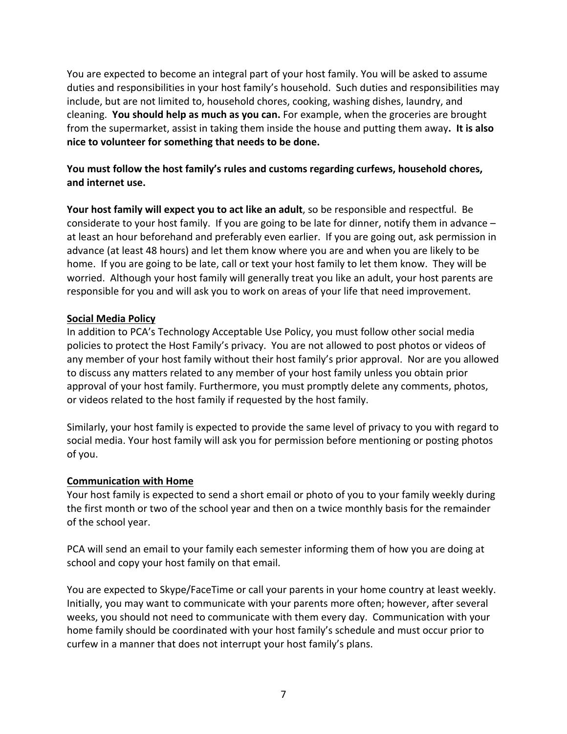You are expected to become an integral part of your host family. You will be asked to assume duties and responsibilities in your host family's household. Such duties and responsibilities may include, but are not limited to, household chores, cooking, washing dishes, laundry, and cleaning. **You should help as much as you can.** For example, when the groceries are brought from the supermarket, assist in taking them inside the house and putting them away**. It is also nice to volunteer for something that needs to be done.**

**You must follow the host family's rules and customs regarding curfews, household chores, and internet use.**

**Your host family will expect you to act like an adult**, so be responsible and respectful. Be considerate to your host family. If you are going to be late for dinner, notify them in advance – at least an hour beforehand and preferably even earlier. If you are going out, ask permission in advance (at least 48 hours) and let them know where you are and when you are likely to be home. If you are going to be late, call or text your host family to let them know. They will be worried. Although your host family will generally treat you like an adult, your host parents are responsible for you and will ask you to work on areas of your life that need improvement.

**Social Media Policy**

In addition to PCA's Technology Acceptable Use Policy, you must follow other social media policies to protect the Host Family's privacy. You are not allowed to post photos or videos of any member of your host family without their host family's prior approval. Nor are you allowed to discuss any matters related to any member of your host family unless you obtain prior approval of your host family. Furthermore, you must promptly delete any comments, photos, or videos related to the host family if requested by the host family.

Similarly, your host family is expected to provide the same level of privacy to you with regard to social media. Your host family will ask you for permission before mentioning or posting photos of you.

**Communication with Home**

Your host family is expected to send a short email or photo of you to your family weekly during the first month or two of the school year and then on a twice monthly basis for the remainder of the school year.

PCA will send an email to your family each semester informing them of how you are doing at school and copy your host family on that email.

You are expected to Skype/FaceTime or call your parents in your home country at least weekly. Initially, you may want to communicate with your parents more often; however, after several weeks, you should not need to communicate with them every day. Communication with your home family should be coordinated with your host family's schedule and must occur prior to curfew in a manner that does not interrupt your host family's plans.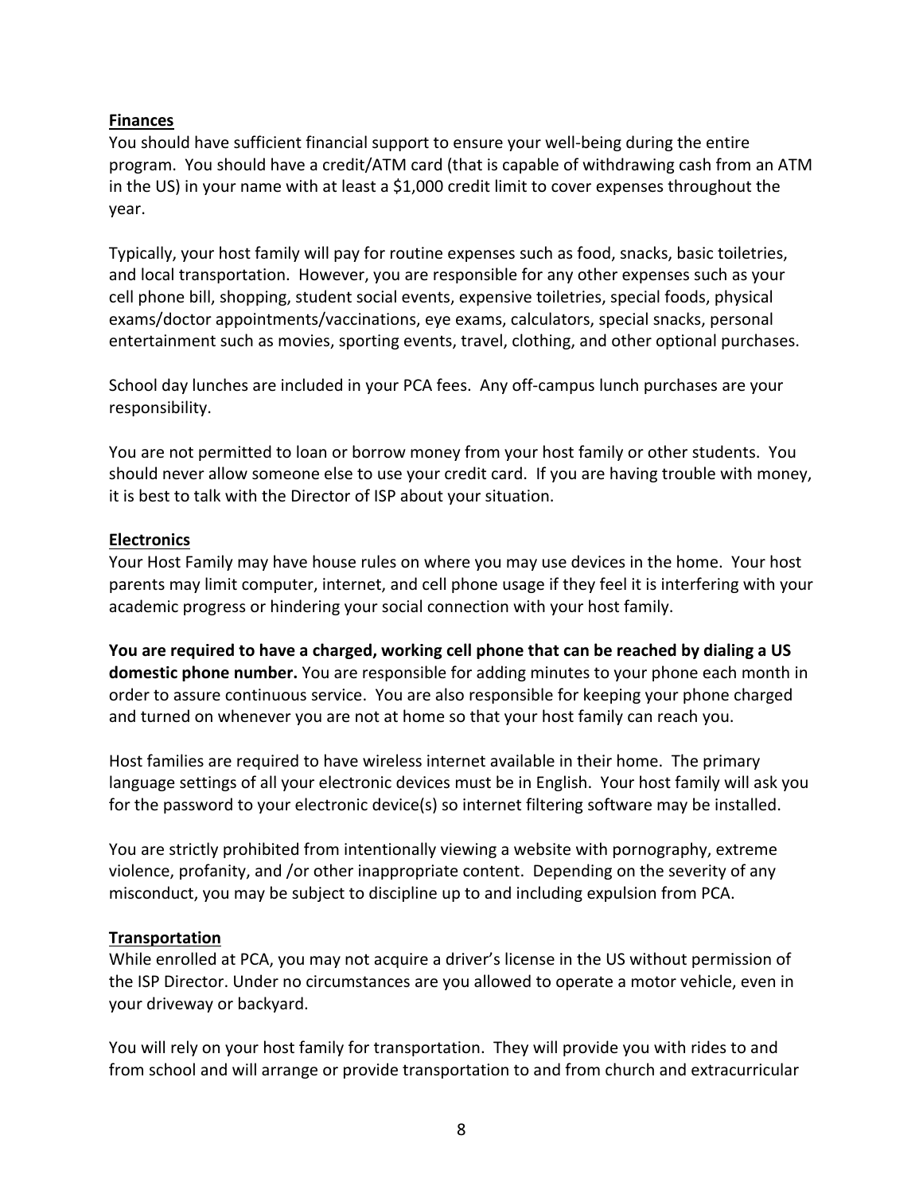**Finances**

You should have sufficient financial support to ensure your well-being during the entire program. You should have a credit/ATM card (that is capable of withdrawing cash from an ATM in the US) in your name with at least a $1,000 credit limit to cover expenses throughout the year.

Typically, your host family will pay for routine expenses such as food, snacks, basic toiletries, and local transportation. However, you are responsible for any other expenses such as your cell phone bill, shopping, student social events, expensive toiletries, special foods, physical exams/doctor appointments/vaccinations, eye exams, calculators, special snacks, personal entertainment such as movies, sporting events, travel, clothing, and other optional purchases.

School day lunches are included in your PCA fees. Any off-campus lunch purchases are your responsibility.

You are not permitted to loan or borrow money from your host family or other students. You should never allow someone else to use your credit card. If you are having trouble with money, it is best to talk with the Director of ISP about your situation.

**Electronics**

Your Host Family may have house rules on where you may use devices in the home. Your host parents may limit computer, internet, and cell phone usage if they feel it is interfering with your academic progress or hindering your social connection with your host family.

**You are required to have a charged, working cell phone that can be reached by dialing a US domestic phone number.** You are responsible for adding minutes to your phone each month in order to assure continuous service. You are also responsible for keeping your phone charged and turned on whenever you are not at home so that your host family can reach you.

Host families are required to have wireless internet available in their home. The primary language settings of all your electronic devices must be in English. Your host family will ask you for the password to your electronic device(s) so internet filtering software may be installed.

You are strictly prohibited from intentionally viewing a website with pornography, extreme violence, profanity, and /or other inappropriate content. Depending on the severity of any misconduct, you may be subject to discipline up to and including expulsion from PCA.

**Transportation**

While enrolled at PCA, you may not acquire a driver's license in the US without permission of the ISP Director. Under no circumstances are you allowed to operate a motor vehicle, even in your driveway or backyard.

You will rely on your host family for transportation. They will provide you with rides to and from school and will arrange or provide transportation to and from church and extracurricular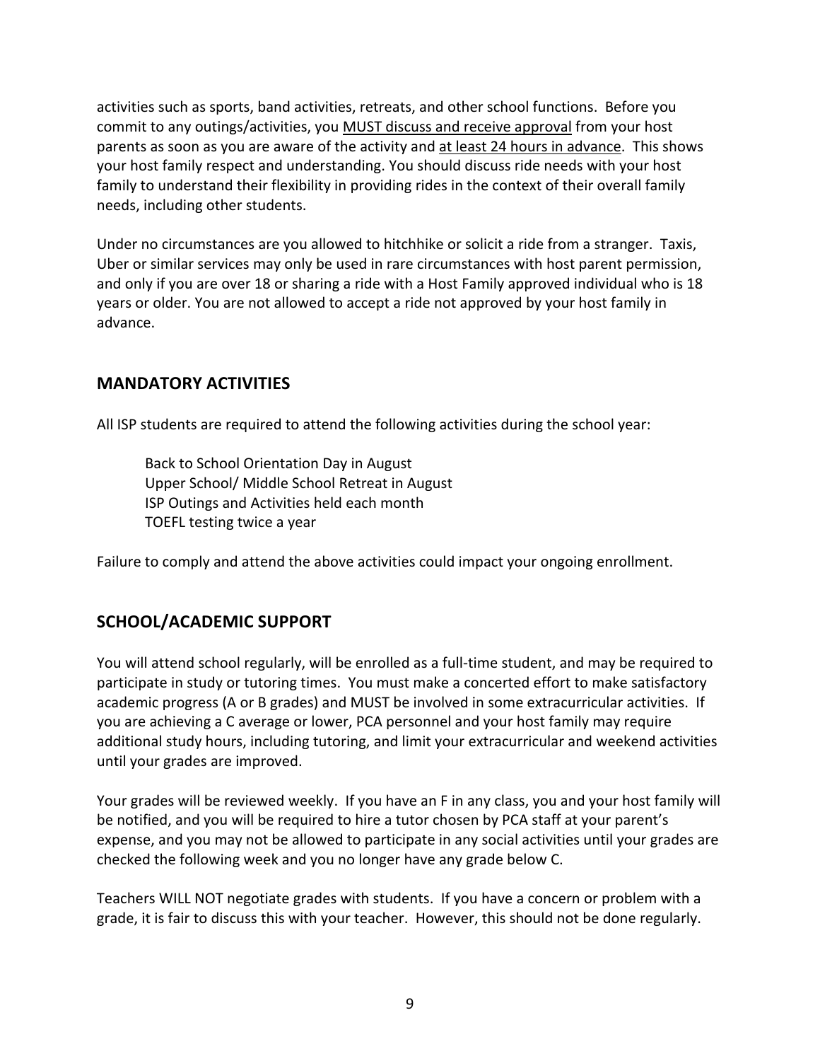activities such as sports, band activities, retreats, and other school functions. Before you commit to any outings/activities, you MUST discuss and receive approval from your host parents as soon as you are aware of the activity and at least 24 hours in advance. This shows your host family respect and understanding. You should discuss ride needs with your host family to understand their flexibility in providing rides in the context of their overall family needs, including other students.

Under no circumstances are you allowed to hitchhike or solicit a ride from a stranger. Taxis, Uber or similar services may only be used in rare circumstances with host parent permission, and only if you are over 18 or sharing a ride with a Host Family approved individual who is 18 years or older. You are not allowed to accept a ride not approved by your host family in advance.

## MANDATORY ACTIVITIES

All ISP students are required to attend the following activities during the school year:

- Back to School Orientation Day in August
- Upper School/ Middle School Retreat in August
- ISP Outings and Activities held each month
- TOEFL testing twice a year

Failure to comply and attend the above activities could impact your ongoing enrollment.

## SCHOOL/ACADEMIC SUPPORT

You will attend school regularly, will be enrolled as a full-time student, and may be required to participate in study or tutoring times. You must make a concerted effort to make satisfactory academic progress (A or B grades) and MUST be involved in some extracurricular activities. If you are achieving a C average or lower, PCA personnel and your host family may require additional study hours, including tutoring, and limit your extracurricular and weekend activities until your grades are improved.

Your grades will be reviewed weekly. If you have an F in any class, you and your host family will be notified, and you will be required to hire a tutor chosen by PCA staff at your parent's expense, and you may not be allowed to participate in any social activities until your grades are checked the following week and you no longer have any grade below C.

Teachers WILL NOT negotiate grades with students. If you have a concern or problem with a grade, it is fair to discuss this with your teacher. However, this should not be done regularly.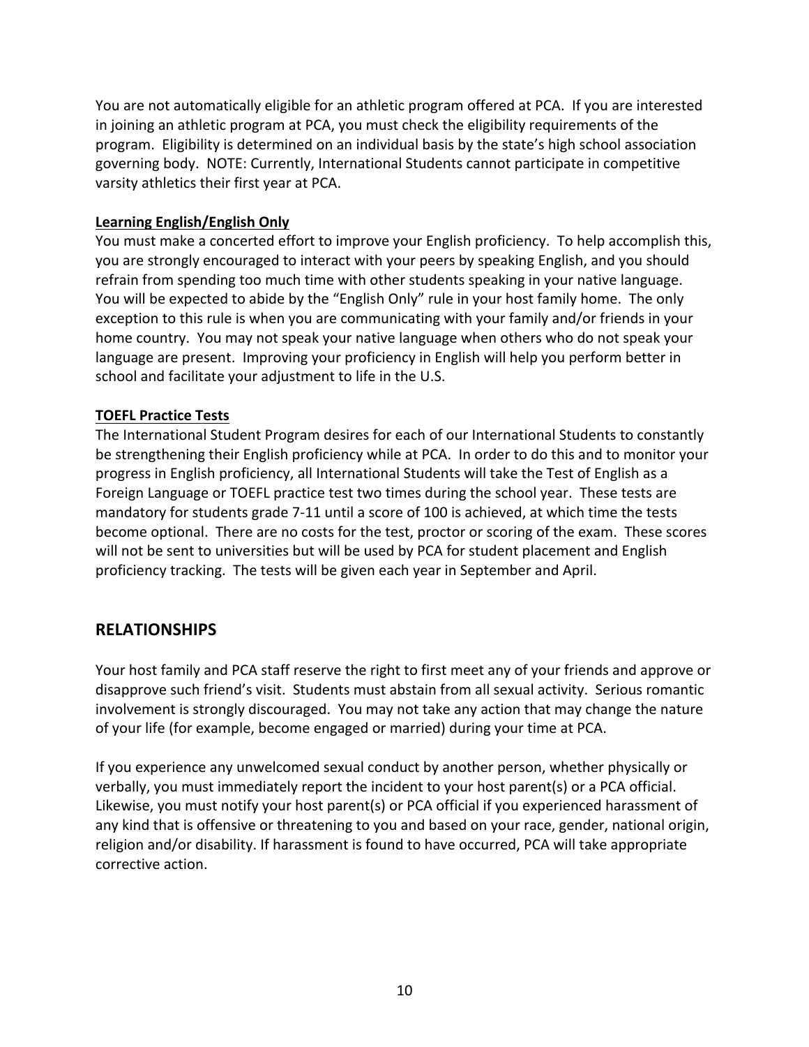You are not automatically eligible for an athletic program offered at PCA. If you are interested in joining an athletic program at PCA, you must check the eligibility requirements of the program. Eligibility is determined on an individual basis by the state's high school association governing body. NOTE: Currently, International Students cannot participate in competitive varsity athletics their first year at PCA.

**Learning English/English Only**

You must make a concerted effort to improve your English proficiency. To help accomplish this, you are strongly encouraged to interact with your peers by speaking English, and you should refrain from spending too much time with other students speaking in your native language. You will be expected to abide by the "English Only" rule in your host family home. The only exception to this rule is when you are communicating with your family and/or friends in your home country. You may not speak your native language when others who do not speak your language are present. Improving your proficiency in English will help you perform better in school and facilitate your adjustment to life in the U.S.

**TOEFL Practice Tests**

The International Student Program desires for each of our International Students to constantly be strengthening their English proficiency while at PCA. In order to do this and to monitor your progress in English proficiency, all International Students will take the Test of English as a Foreign Language or TOEFL practice test two times during the school year. These tests are mandatory for students grade 7-11 until a score of 100 is achieved, at which time the tests become optional. There are no costs for the test, proctor or scoring of the exam. These scores will not be sent to universities but will be used by PCA for student placement and English proficiency tracking. The tests will be given each year in September and April.

## RELATIONSHIPS

Your host family and PCA staff reserve the right to first meet any of your friends and approve or disapprove such friend's visit. Students must abstain from all sexual activity. Serious romantic involvement is strongly discouraged. You may not take any action that may change the nature of your life (for example, become engaged or married) during your time at PCA.

If you experience any unwelcomed sexual conduct by another person, whether physically or verbally, you must immediately report the incident to your host parent(s) or a PCA official. Likewise, you must notify your host parent(s) or PCA official if you experienced harassment of any kind that is offensive or threatening to you and based on your race, gender, national origin, religion and/or disability. If harassment is found to have occurred, PCA will take appropriate corrective action.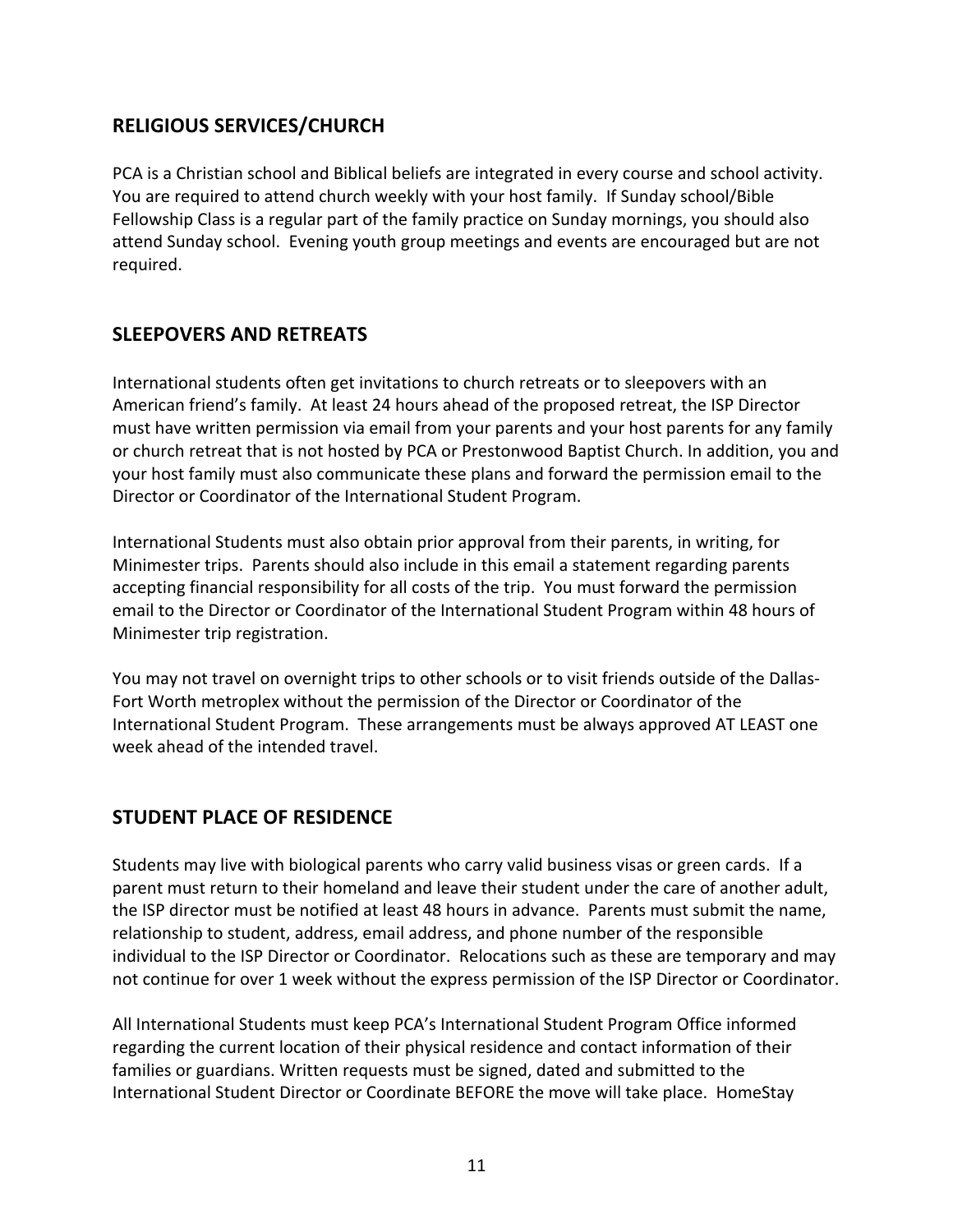## RELIGIOUS SERVICES/CHURCH

PCA is a Christian school and Biblical beliefs are integrated in every course and school activity. You are required to attend church weekly with your host family. If Sunday school/Bible Fellowship Class is a regular part of the family practice on Sunday mornings, you should also attend Sunday school. Evening youth group meetings and events are encouraged but are not required.

## SLEEPOVERS AND RETREATS

International students often get invitations to church retreats or to sleepovers with an American friend's family. At least 24 hours ahead of the proposed retreat, the ISP Director must have written permission via email from your parents and your host parents for any family or church retreat that is not hosted by PCA or Prestonwood Baptist Church. In addition, you and your host family must also communicate these plans and forward the permission email to the Director or Coordinator of the International Student Program.

International Students must also obtain prior approval from their parents, in writing, for Minimester trips. Parents should also include in this email a statement regarding parents accepting financial responsibility for all costs of the trip. You must forward the permission email to the Director or Coordinator of the International Student Program within 48 hours of Minimester trip registration.

You may not travel on overnight trips to other schools or to visit friends outside of the Dallas-Fort Worth metroplex without the permission of the Director or Coordinator of the International Student Program. These arrangements must be always approved AT LEAST one week ahead of the intended travel.

## STUDENT PLACE OF RESIDENCE

Students may live with biological parents who carry valid business visas or green cards. If a parent must return to their homeland and leave their student under the care of another adult, the ISP director must be notified at least 48 hours in advance. Parents must submit the name, relationship to student, address, email address, and phone number of the responsible individual to the ISP Director or Coordinator. Relocations such as these are temporary and may not continue for over 1 week without the express permission of the ISP Director or Coordinator.

All International Students must keep PCA's International Student Program Office informed regarding the current location of their physical residence and contact information of their families or guardians. Written requests must be signed, dated and submitted to the International Student Director or Coordinate BEFORE the move will take place. HomeStay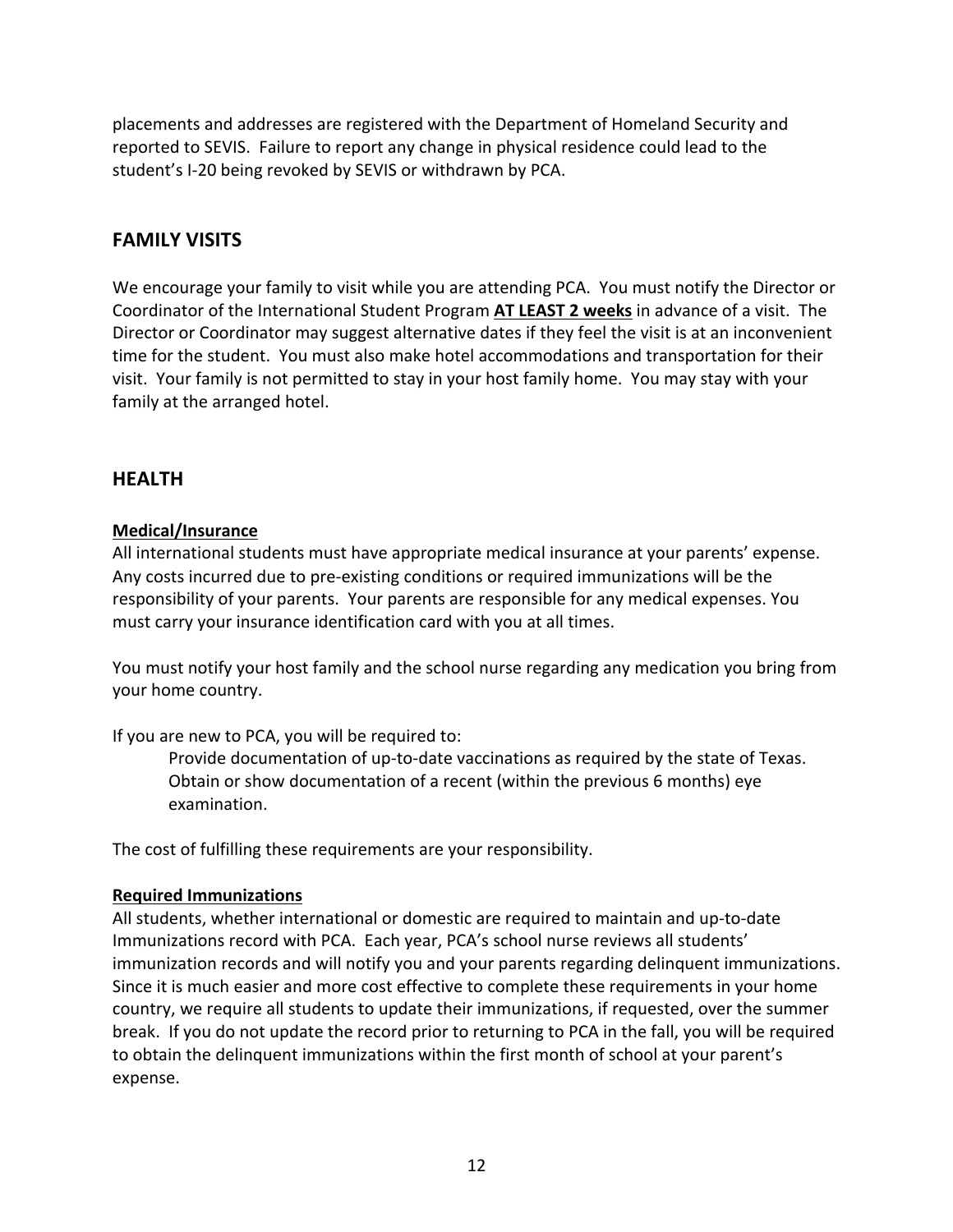placements and addresses are registered with the Department of Homeland Security and reported to SEVIS. Failure to report any change in physical residence could lead to the student's I-20 being revoked by SEVIS or withdrawn by PCA.

## FAMILY VISITS

We encourage your family to visit while you are attending PCA. You must notify the Director or Coordinator of the International Student Program **AT LEAST 2 weeks** in advance of a visit. The Director or Coordinator may suggest alternative dates if they feel the visit is at an inconvenient time for the student. You must also make hotel accommodations and transportation for their visit. Your family is not permitted to stay in your host family home. You may stay with your family at the arranged hotel.

## HEALTH

### Medical/Insurance

All international students must have appropriate medical insurance at your parents' expense. Any costs incurred due to pre-existing conditions or required immunizations will be the responsibility of your parents. Your parents are responsible for any medical expenses. You must carry your insurance identification card with you at all times.

You must notify your host family and the school nurse regarding any medication you bring from your home country.

If you are new to PCA, you will be required to:

- Provide documentation of up-to-date vaccinations as required by the state of Texas.
- Obtain or show documentation of a recent (within the previous 6 months) eye examination.

The cost of fulfilling these requirements are your responsibility.

### Required Immunizations

All students, whether international or domestic are required to maintain and up-to-date Immunizations record with PCA. Each year, PCA's school nurse reviews all students' immunization records and will notify you and your parents regarding delinquent immunizations. Since it is much easier and more cost effective to complete these requirements in your home country, we require all students to update their immunizations, if requested, over the summer break. If you do not update the record prior to returning to PCA in the fall, you will be required to obtain the delinquent immunizations within the first month of school at your parent's expense.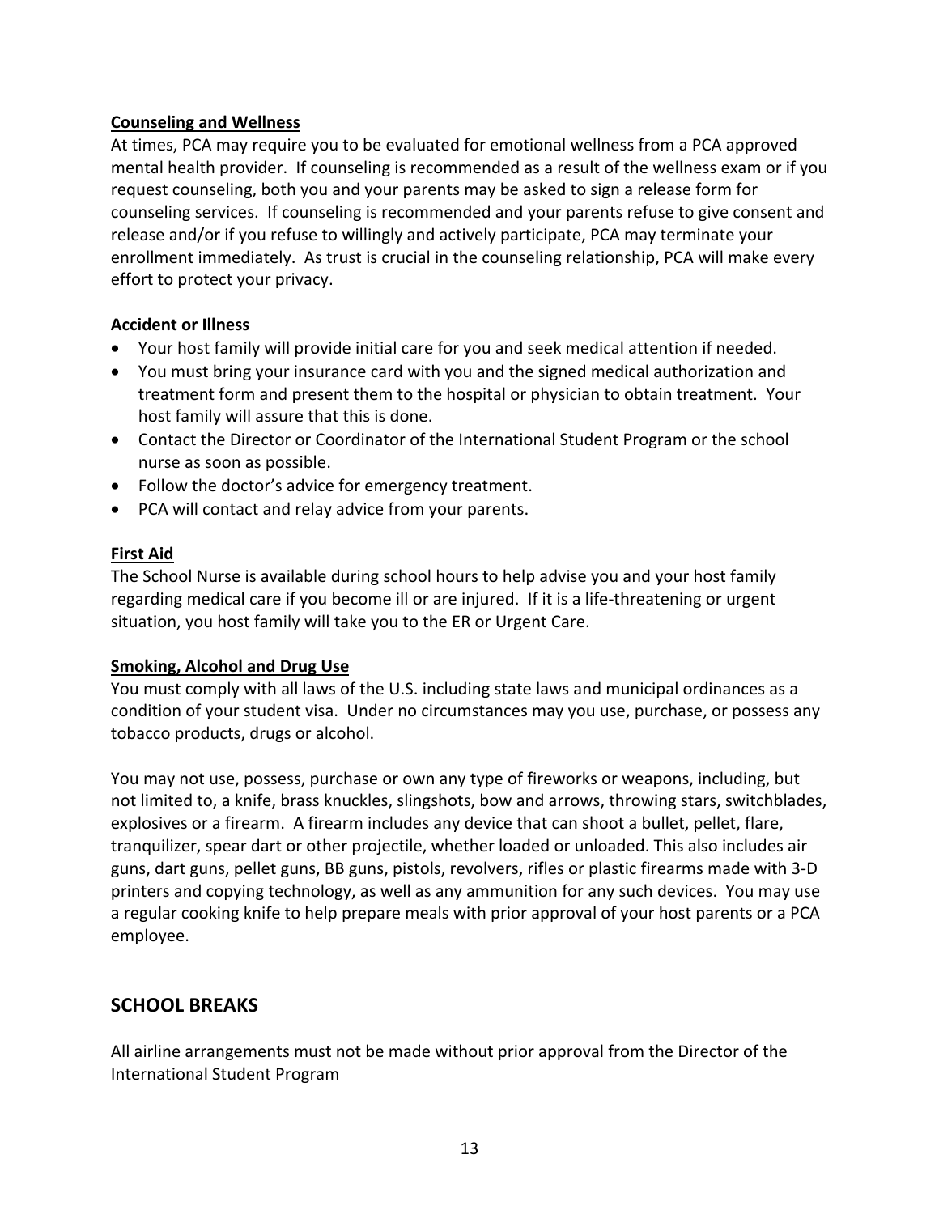**Counseling and Wellness**

At times, PCA may require you to be evaluated for emotional wellness from a PCA approved mental health provider. If counseling is recommended as a result of the wellness exam or if you request counseling, both you and your parents may be asked to sign a release form for counseling services. If counseling is recommended and your parents refuse to give consent and release and/or if you refuse to willingly and actively participate, PCA may terminate your enrollment immediately. As trust is crucial in the counseling relationship, PCA will make every effort to protect your privacy.

**Accident or Illness**

- Your host family will provide initial care for you and seek medical attention if needed.
- You must bring your insurance card with you and the signed medical authorization and treatment form and present them to the hospital or physician to obtain treatment. Your host family will assure that this is done.
- Contact the Director or Coordinator of the International Student Program or the school nurse as soon as possible.
- Follow the doctor's advice for emergency treatment.
- PCA will contact and relay advice from your parents.

**First Aid**

The School Nurse is available during school hours to help advise you and your host family regarding medical care if you become ill or are injured. If it is a life-threatening or urgent situation, you host family will take you to the ER or Urgent Care.

**Smoking, Alcohol and Drug Use**

You must comply with all laws of the U.S. including state laws and municipal ordinances as a condition of your student visa. Under no circumstances may you use, purchase, or possess any tobacco products, drugs or alcohol.

You may not use, possess, purchase or own any type of fireworks or weapons, including, but not limited to, a knife, brass knuckles, slingshots, bow and arrows, throwing stars, switchblades, explosives or a firearm. A firearm includes any device that can shoot a bullet, pellet, flare, tranquilizer, spear dart or other projectile, whether loaded or unloaded. This also includes air guns, dart guns, pellet guns, BB guns, pistols, revolvers, rifles or plastic firearms made with 3-D printers and copying technology, as well as any ammunition for any such devices. You may use a regular cooking knife to help prepare meals with prior approval of your host parents or a PCA employee.

## SCHOOL BREAKS

All airline arrangements must not be made without prior approval from the Director of the International Student Program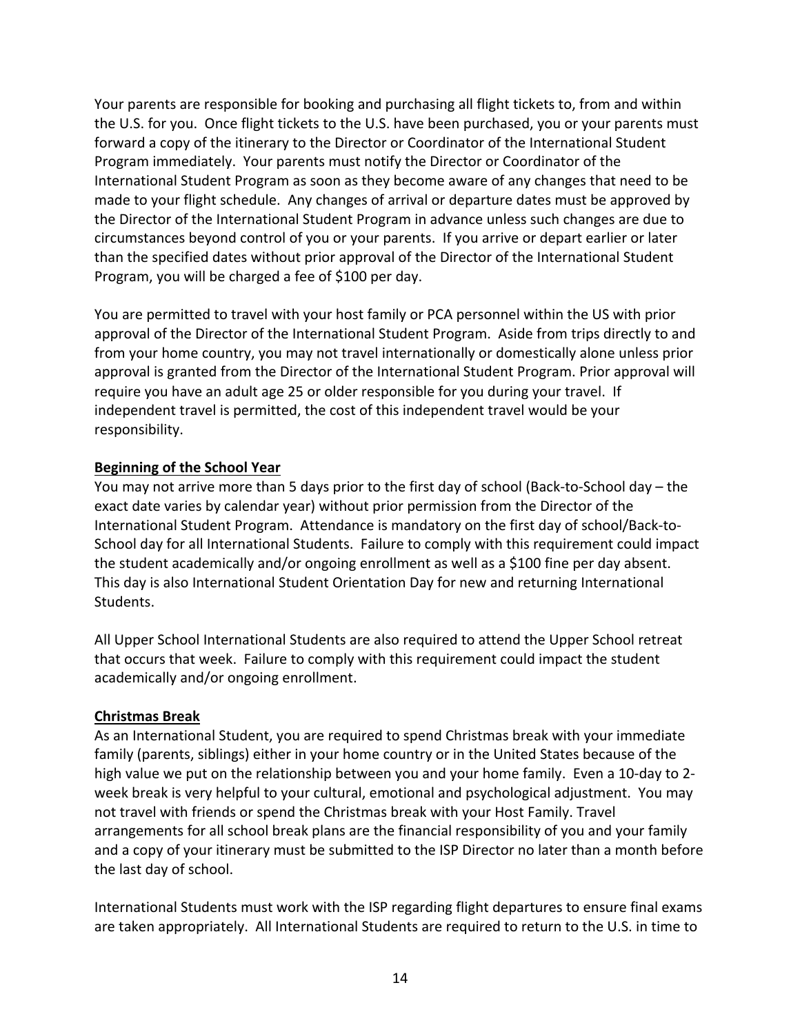Your parents are responsible for booking and purchasing all flight tickets to, from and within the U.S. for you. Once flight tickets to the U.S. have been purchased, you or your parents must forward a copy of the itinerary to the Director or Coordinator of the International Student Program immediately. Your parents must notify the Director or Coordinator of the International Student Program as soon as they become aware of any changes that need to be made to your flight schedule. Any changes of arrival or departure dates must be approved by the Director of the International Student Program in advance unless such changes are due to circumstances beyond control of you or your parents. If you arrive or depart earlier or later than the specified dates without prior approval of the Director of the International Student Program, you will be charged a fee of $100 per day.

You are permitted to travel with your host family or PCA personnel within the US with prior approval of the Director of the International Student Program. Aside from trips directly to and from your home country, you may not travel internationally or domestically alone unless prior approval is granted from the Director of the International Student Program. Prior approval will require you have an adult age 25 or older responsible for you during your travel. If independent travel is permitted, the cost of this independent travel would be your responsibility.

**Beginning of the School Year**

You may not arrive more than 5 days prior to the first day of school (Back-to-School day – the exact date varies by calendar year) without prior permission from the Director of the International Student Program. Attendance is mandatory on the first day of school/Back-to-School day for all International Students. Failure to comply with this requirement could impact the student academically and/or ongoing enrollment as well as a $100 fine per day absent. This day is also International Student Orientation Day for new and returning International Students.

All Upper School International Students are also required to attend the Upper School retreat that occurs that week. Failure to comply with this requirement could impact the student academically and/or ongoing enrollment.

**Christmas Break**

As an International Student, you are required to spend Christmas break with your immediate family (parents, siblings) either in your home country or in the United States because of the high value we put on the relationship between you and your home family. Even a 10-day to 2-week break is very helpful to your cultural, emotional and psychological adjustment. You may not travel with friends or spend the Christmas break with your Host Family. Travel arrangements for all school break plans are the financial responsibility of you and your family and a copy of your itinerary must be submitted to the ISP Director no later than a month before the last day of school.

International Students must work with the ISP regarding flight departures to ensure final exams are taken appropriately. All International Students are required to return to the U.S. in time to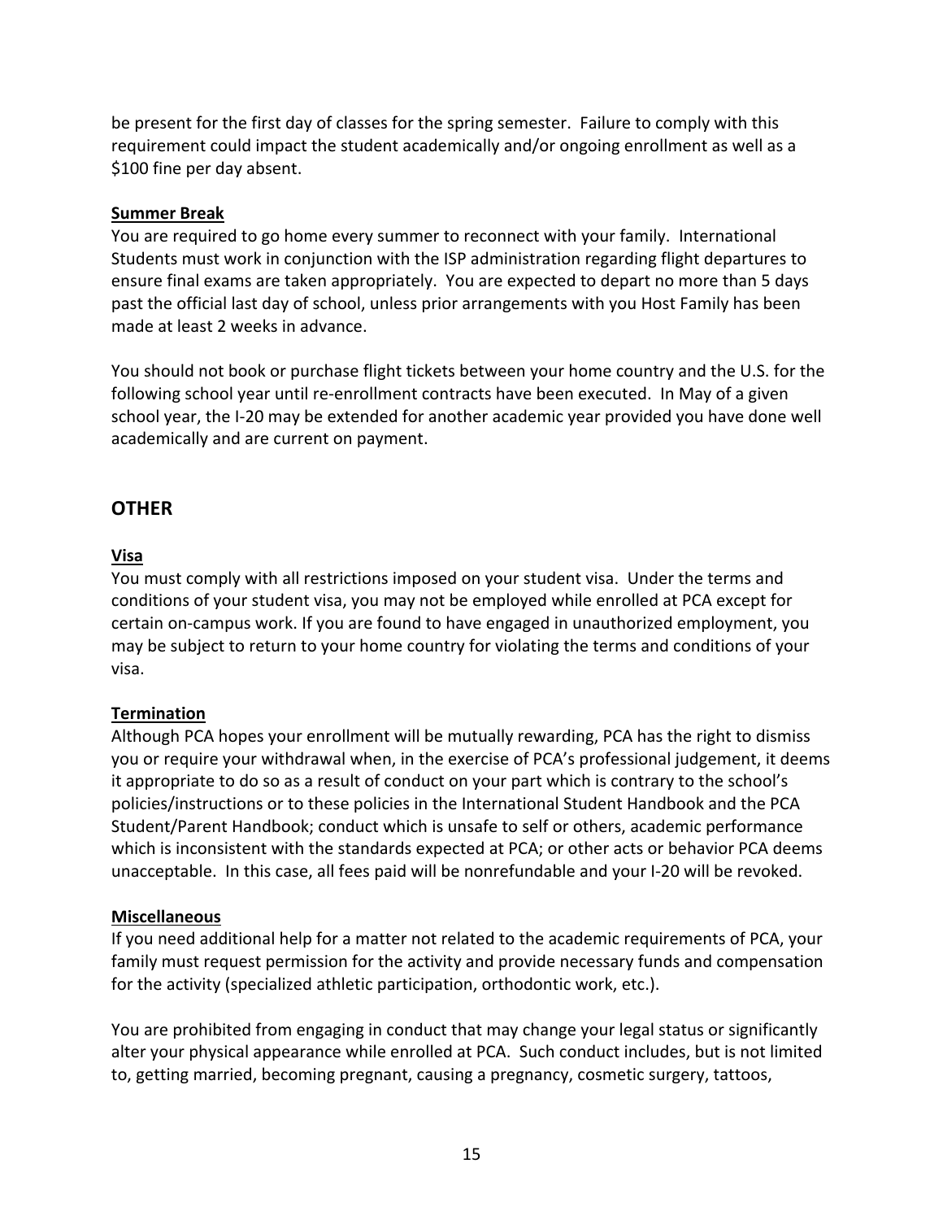be present for the first day of classes for the spring semester. Failure to comply with this requirement could impact the student academically and/or ongoing enrollment as well as a $100 fine per day absent.

**Summer Break**

You are required to go home every summer to reconnect with your family. International Students must work in conjunction with the ISP administration regarding flight departures to ensure final exams are taken appropriately. You are expected to depart no more than 5 days past the official last day of school, unless prior arrangements with you Host Family has been made at least 2 weeks in advance.

You should not book or purchase flight tickets between your home country and the U.S. for the following school year until re-enrollment contracts have been executed. In May of a given school year, the I-20 may be extended for another academic year provided you have done well academically and are current on payment.

## OTHER

**Visa**

You must comply with all restrictions imposed on your student visa. Under the terms and conditions of your student visa, you may not be employed while enrolled at PCA except for certain on-campus work. If you are found to have engaged in unauthorized employment, you may be subject to return to your home country for violating the terms and conditions of your visa.

**Termination**

Although PCA hopes your enrollment will be mutually rewarding, PCA has the right to dismiss you or require your withdrawal when, in the exercise of PCA's professional judgement, it deems it appropriate to do so as a result of conduct on your part which is contrary to the school's policies/instructions or to these policies in the International Student Handbook and the PCA Student/Parent Handbook; conduct which is unsafe to self or others, academic performance which is inconsistent with the standards expected at PCA; or other acts or behavior PCA deems unacceptable. In this case, all fees paid will be nonrefundable and your I-20 will be revoked.

**Miscellaneous**

If you need additional help for a matter not related to the academic requirements of PCA, your family must request permission for the activity and provide necessary funds and compensation for the activity (specialized athletic participation, orthodontic work, etc.).

You are prohibited from engaging in conduct that may change your legal status or significantly alter your physical appearance while enrolled at PCA. Such conduct includes, but is not limited to, getting married, becoming pregnant, causing a pregnancy, cosmetic surgery, tattoos,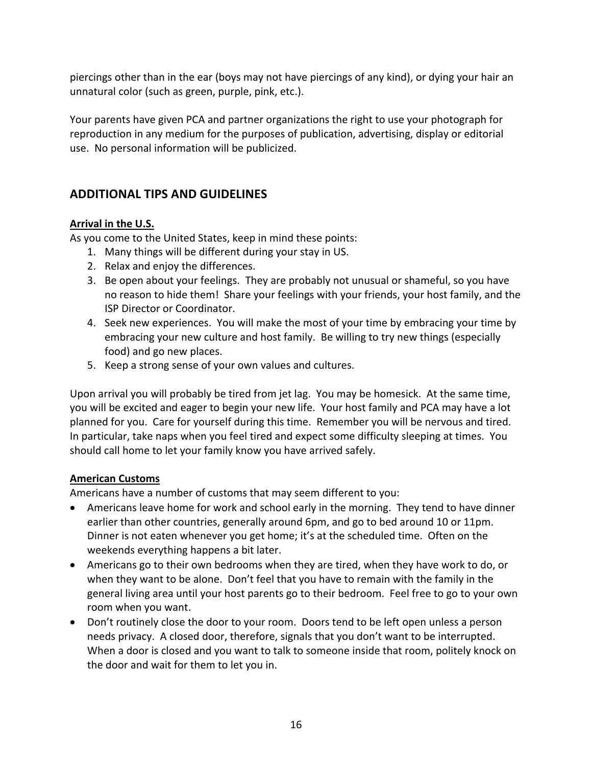piercings other than in the ear (boys may not have piercings of any kind), or dying your hair an unnatural color (such as green, purple, pink, etc.).

Your parents have given PCA and partner organizations the right to use your photograph for reproduction in any medium for the purposes of publication, advertising, display or editorial use. No personal information will be publicized.

## ADDITIONAL TIPS AND GUIDELINES

**Arrival in the U.S.**

As you come to the United States, keep in mind these points:

1. Many things will be different during your stay in US.
2. Relax and enjoy the differences.
3. Be open about your feelings. They are probably not unusual or shameful, so you have no reason to hide them! Share your feelings with your friends, your host family, and the ISP Director or Coordinator.
4. Seek new experiences. You will make the most of your time by embracing your time by embracing your new culture and host family. Be willing to try new things (especially food) and go new places.
5. Keep a strong sense of your own values and cultures.

Upon arrival you will probably be tired from jet lag. You may be homesick. At the same time, you will be excited and eager to begin your new life. Your host family and PCA may have a lot planned for you. Care for yourself during this time. Remember you will be nervous and tired. In particular, take naps when you feel tired and expect some difficulty sleeping at times. You should call home to let your family know you have arrived safely.

**American Customs**

Americans have a number of customs that may seem different to you:

- Americans leave home for work and school early in the morning. They tend to have dinner earlier than other countries, generally around 6pm, and go to bed around 10 or 11pm. Dinner is not eaten whenever you get home; it's at the scheduled time. Often on the weekends everything happens a bit later.
- Americans go to their own bedrooms when they are tired, when they have work to do, or when they want to be alone. Don't feel that you have to remain with the family in the general living area until your host parents go to their bedroom. Feel free to go to your own room when you want.
- Don't routinely close the door to your room. Doors tend to be left open unless a person needs privacy. A closed door, therefore, signals that you don't want to be interrupted. When a door is closed and you want to talk to someone inside that room, politely knock on the door and wait for them to let you in.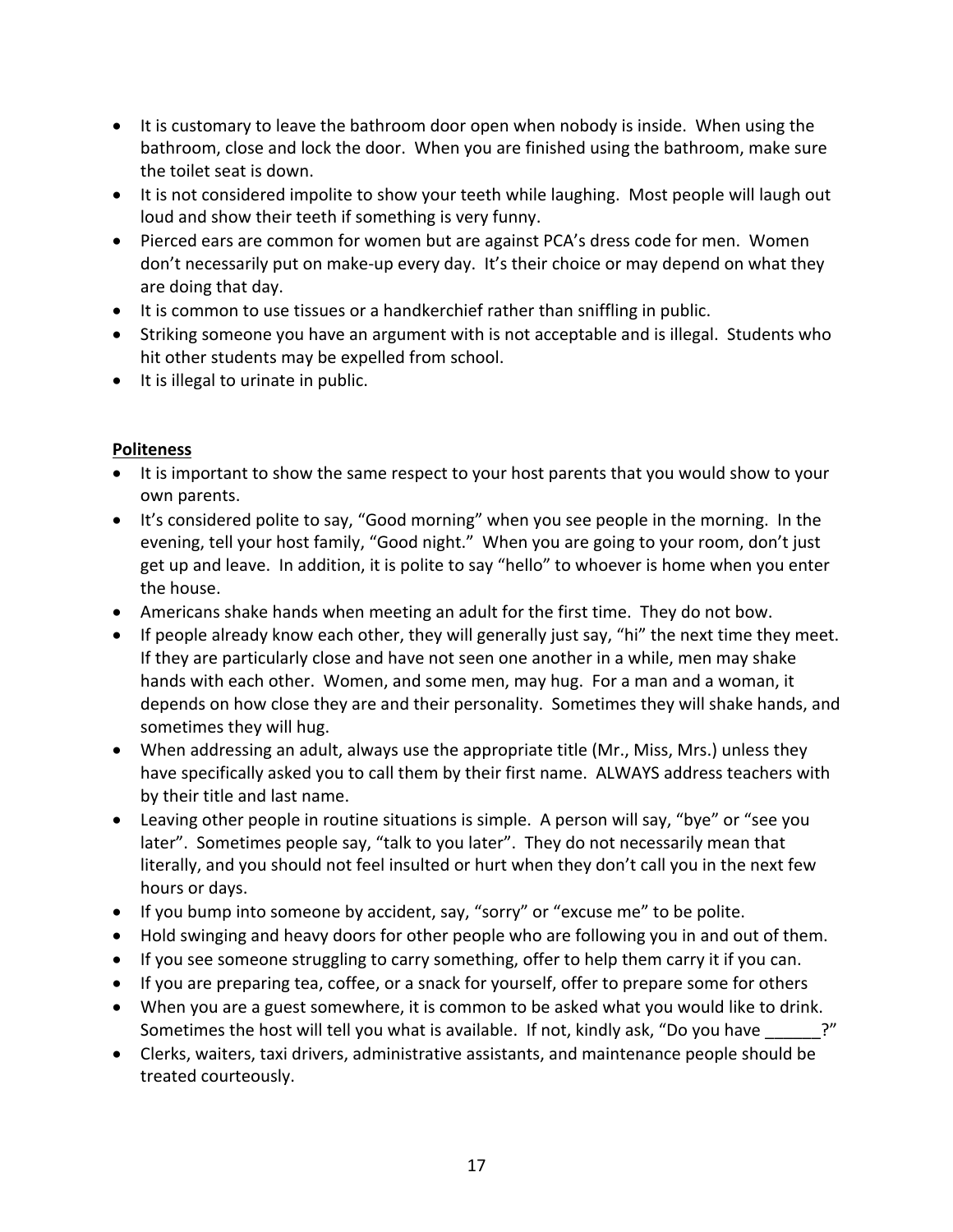- It is customary to leave the bathroom door open when nobody is inside. When using the bathroom, close and lock the door. When you are finished using the bathroom, make sure the toilet seat is down.
- It is not considered impolite to show your teeth while laughing. Most people will laugh out loud and show their teeth if something is very funny.
- Pierced ears are common for women but are against PCA's dress code for men. Women don't necessarily put on make-up every day. It's their choice or may depend on what they are doing that day.
- It is common to use tissues or a handkerchief rather than sniffling in public.
- Striking someone you have an argument with is not acceptable and is illegal. Students who hit other students may be expelled from school.
- It is illegal to urinate in public.

**Politeness**

- It is important to show the same respect to your host parents that you would show to your own parents.
- It's considered polite to say, "Good morning" when you see people in the morning. In the evening, tell your host family, "Good night." When you are going to your room, don't just get up and leave. In addition, it is polite to say "hello" to whoever is home when you enter the house.
- Americans shake hands when meeting an adult for the first time. They do not bow.
- If people already know each other, they will generally just say, "hi" the next time they meet. If they are particularly close and have not seen one another in a while, men may shake hands with each other. Women, and some men, may hug. For a man and a woman, it depends on how close they are and their personality. Sometimes they will shake hands, and sometimes they will hug.
- When addressing an adult, always use the appropriate title (Mr., Miss, Mrs.) unless they have specifically asked you to call them by their first name. ALWAYS address teachers with by their title and last name.
- Leaving other people in routine situations is simple. A person will say, "bye" or "see you later". Sometimes people say, "talk to you later". They do not necessarily mean that literally, and you should not feel insulted or hurt when they don't call you in the next few hours or days.
- If you bump into someone by accident, say, "sorry" or "excuse me" to be polite.
- Hold swinging and heavy doors for other people who are following you in and out of them.
- If you see someone struggling to carry something, offer to help them carry it if you can.
- If you are preparing tea, coffee, or a snack for yourself, offer to prepare some for others
- When you are a guest somewhere, it is common to be asked what you would like to drink. Sometimes the host will tell you what is available. If not, kindly ask, "Do you have ______?"
- Clerks, waiters, taxi drivers, administrative assistants, and maintenance people should be treated courteously.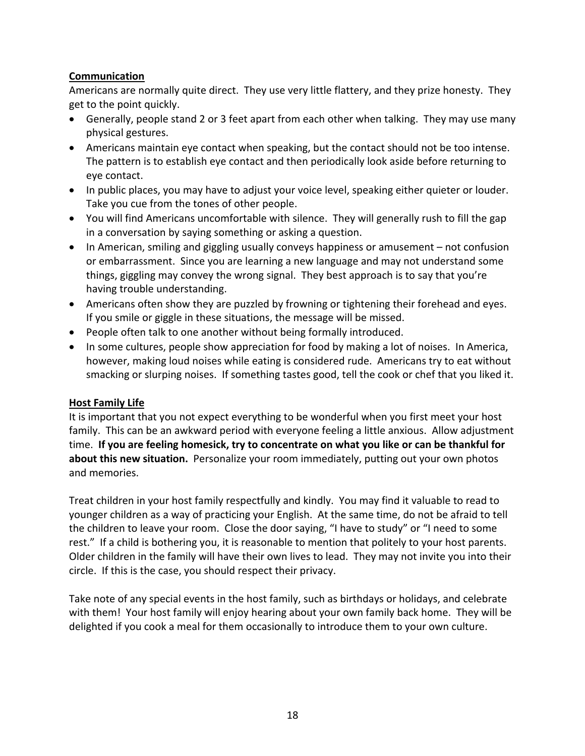**Communication**

Americans are normally quite direct. They use very little flattery, and they prize honesty. They get to the point quickly.

- Generally, people stand 2 or 3 feet apart from each other when talking. They may use many physical gestures.
- Americans maintain eye contact when speaking, but the contact should not be too intense. The pattern is to establish eye contact and then periodically look aside before returning to eye contact.
- In public places, you may have to adjust your voice level, speaking either quieter or louder. Take you cue from the tones of other people.
- You will find Americans uncomfortable with silence. They will generally rush to fill the gap in a conversation by saying something or asking a question.
- In American, smiling and giggling usually conveys happiness or amusement – not confusion or embarrassment. Since you are learning a new language and may not understand some things, giggling may convey the wrong signal. They best approach is to say that you're having trouble understanding.
- Americans often show they are puzzled by frowning or tightening their forehead and eyes. If you smile or giggle in these situations, the message will be missed.
- People often talk to one another without being formally introduced.
- In some cultures, people show appreciation for food by making a lot of noises. In America, however, making loud noises while eating is considered rude. Americans try to eat without smacking or slurping noises. If something tastes good, tell the cook or chef that you liked it.

**Host Family Life**

It is important that you not expect everything to be wonderful when you first meet your host family. This can be an awkward period with everyone feeling a little anxious. Allow adjustment time. **If you are feeling homesick, try to concentrate on what you like or can be thankful for about this new situation.** Personalize your room immediately, putting out your own photos and memories.

Treat children in your host family respectfully and kindly. You may find it valuable to read to younger children as a way of practicing your English. At the same time, do not be afraid to tell the children to leave your room. Close the door saying, "I have to study" or "I need to some rest." If a child is bothering you, it is reasonable to mention that politely to your host parents. Older children in the family will have their own lives to lead. They may not invite you into their circle. If this is the case, you should respect their privacy.

Take note of any special events in the host family, such as birthdays or holidays, and celebrate with them! Your host family will enjoy hearing about your own family back home. They will be delighted if you cook a meal for them occasionally to introduce them to your own culture.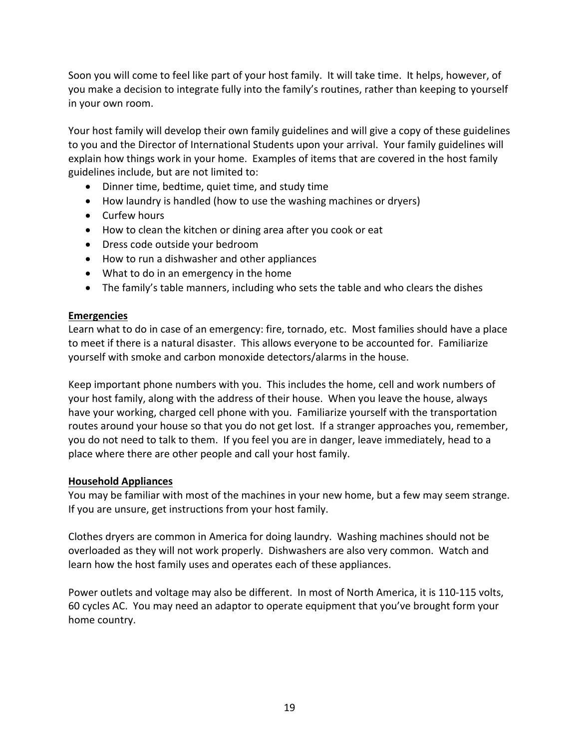Soon you will come to feel like part of your host family. It will take time. It helps, however, of you make a decision to integrate fully into the family's routines, rather than keeping to yourself in your own room.

Your host family will develop their own family guidelines and will give a copy of these guidelines to you and the Director of International Students upon your arrival. Your family guidelines will explain how things work in your home. Examples of items that are covered in the host family guidelines include, but are not limited to:

- Dinner time, bedtime, quiet time, and study time
- How laundry is handled (how to use the washing machines or dryers)
- Curfew hours
- How to clean the kitchen or dining area after you cook or eat
- Dress code outside your bedroom
- How to run a dishwasher and other appliances
- What to do in an emergency in the home
- The family's table manners, including who sets the table and who clears the dishes

**Emergencies**

Learn what to do in case of an emergency: fire, tornado, etc. Most families should have a place to meet if there is a natural disaster. This allows everyone to be accounted for. Familiarize yourself with smoke and carbon monoxide detectors/alarms in the house.

Keep important phone numbers with you. This includes the home, cell and work numbers of your host family, along with the address of their house. When you leave the house, always have your working, charged cell phone with you. Familiarize yourself with the transportation routes around your house so that you do not get lost. If a stranger approaches you, remember, you do not need to talk to them. If you feel you are in danger, leave immediately, head to a place where there are other people and call your host family.

**Household Appliances**

You may be familiar with most of the machines in your new home, but a few may seem strange. If you are unsure, get instructions from your host family.

Clothes dryers are common in America for doing laundry. Washing machines should not be overloaded as they will not work properly. Dishwashers are also very common. Watch and learn how the host family uses and operates each of these appliances.

Power outlets and voltage may also be different. In most of North America, it is 110-115 volts, 60 cycles AC. You may need an adaptor to operate equipment that you've brought form your home country.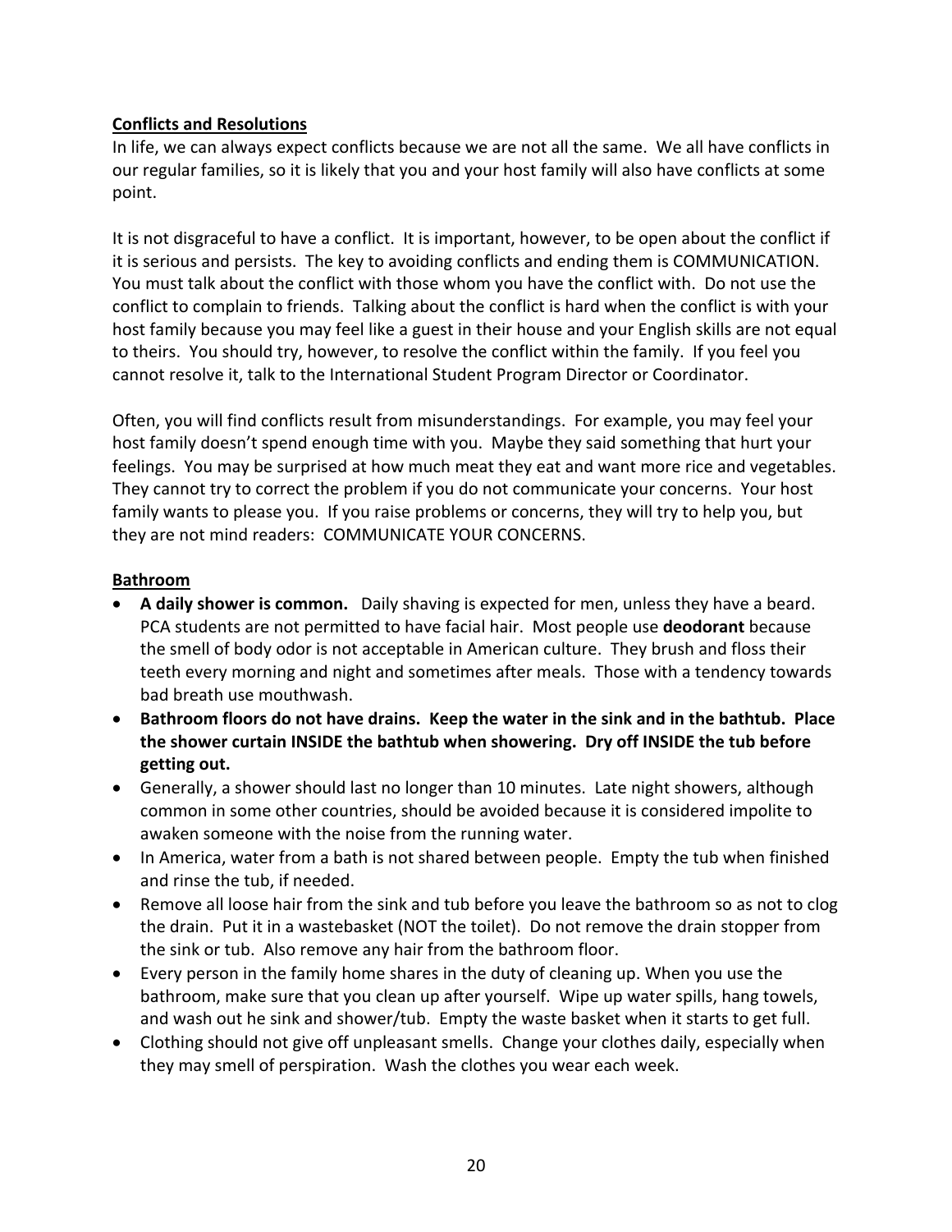**Conflicts and Resolutions**

In life, we can always expect conflicts because we are not all the same. We all have conflicts in our regular families, so it is likely that you and your host family will also have conflicts at some point.

It is not disgraceful to have a conflict. It is important, however, to be open about the conflict if it is serious and persists. The key to avoiding conflicts and ending them is COMMUNICATION. You must talk about the conflict with those whom you have the conflict with. Do not use the conflict to complain to friends. Talking about the conflict is hard when the conflict is with your host family because you may feel like a guest in their house and your English skills are not equal to theirs. You should try, however, to resolve the conflict within the family. If you feel you cannot resolve it, talk to the International Student Program Director or Coordinator.

Often, you will find conflicts result from misunderstandings. For example, you may feel your host family doesn't spend enough time with you. Maybe they said something that hurt your feelings. You may be surprised at how much meat they eat and want more rice and vegetables. They cannot try to correct the problem if you do not communicate your concerns. Your host family wants to please you. If you raise problems or concerns, they will try to help you, but they are not mind readers: COMMUNICATE YOUR CONCERNS.

**Bathroom**

- **A daily shower is common.** Daily shaving is expected for men, unless they have a beard. PCA students are not permitted to have facial hair. Most people use **deodorant** because the smell of body odor is not acceptable in American culture. They brush and floss their teeth every morning and night and sometimes after meals. Those with a tendency towards bad breath use mouthwash.
- **Bathroom floors do not have drains. Keep the water in the sink and in the bathtub. Place the shower curtain INSIDE the bathtub when showering. Dry off INSIDE the tub before getting out.**
- Generally, a shower should last no longer than 10 minutes. Late night showers, although common in some other countries, should be avoided because it is considered impolite to awaken someone with the noise from the running water.
- In America, water from a bath is not shared between people. Empty the tub when finished and rinse the tub, if needed.
- Remove all loose hair from the sink and tub before you leave the bathroom so as not to clog the drain. Put it in a wastebasket (NOT the toilet). Do not remove the drain stopper from the sink or tub. Also remove any hair from the bathroom floor.
- Every person in the family home shares in the duty of cleaning up. When you use the bathroom, make sure that you clean up after yourself. Wipe up water spills, hang towels, and wash out he sink and shower/tub. Empty the waste basket when it starts to get full.
- Clothing should not give off unpleasant smells. Change your clothes daily, especially when they may smell of perspiration. Wash the clothes you wear each week.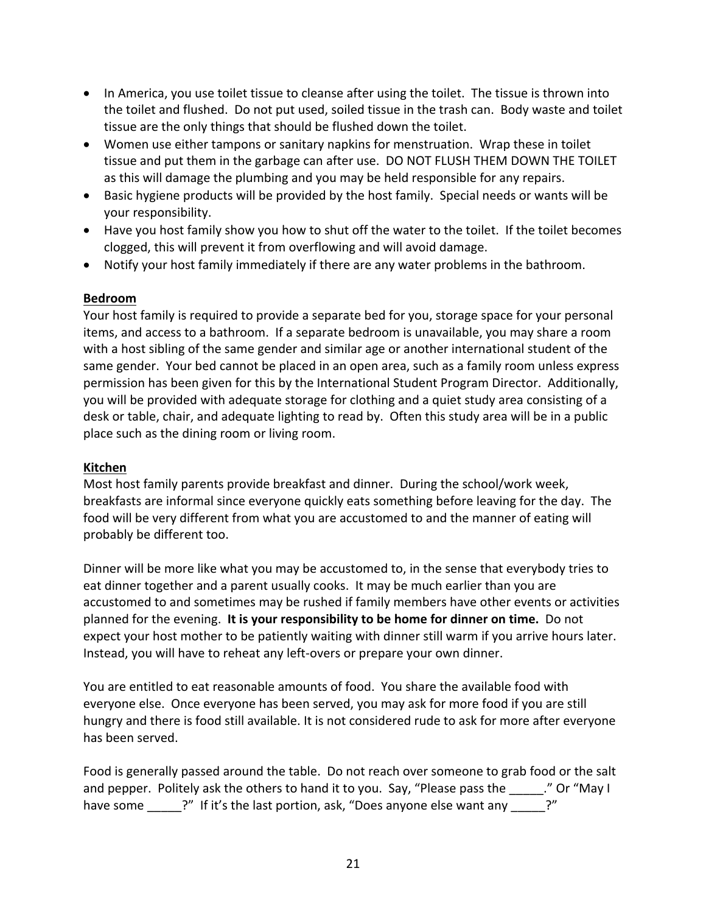- In America, you use toilet tissue to cleanse after using the toilet. The tissue is thrown into the toilet and flushed. Do not put used, soiled tissue in the trash can. Body waste and toilet tissue are the only things that should be flushed down the toilet.
- Women use either tampons or sanitary napkins for menstruation. Wrap these in toilet tissue and put them in the garbage can after use. DO NOT FLUSH THEM DOWN THE TOILET as this will damage the plumbing and you may be held responsible for any repairs.
- Basic hygiene products will be provided by the host family. Special needs or wants will be your responsibility.
- Have you host family show you how to shut off the water to the toilet. If the toilet becomes clogged, this will prevent it from overflowing and will avoid damage.
- Notify your host family immediately if there are any water problems in the bathroom.

**Bedroom**

Your host family is required to provide a separate bed for you, storage space for your personal items, and access to a bathroom. If a separate bedroom is unavailable, you may share a room with a host sibling of the same gender and similar age or another international student of the same gender. Your bed cannot be placed in an open area, such as a family room unless express permission has been given for this by the International Student Program Director. Additionally, you will be provided with adequate storage for clothing and a quiet study area consisting of a desk or table, chair, and adequate lighting to read by. Often this study area will be in a public place such as the dining room or living room.

**Kitchen**

Most host family parents provide breakfast and dinner. During the school/work week, breakfasts are informal since everyone quickly eats something before leaving for the day. The food will be very different from what you are accustomed to and the manner of eating will probably be different too.

Dinner will be more like what you may be accustomed to, in the sense that everybody tries to eat dinner together and a parent usually cooks. It may be much earlier than you are accustomed to and sometimes may be rushed if family members have other events or activities planned for the evening. **It is your responsibility to be home for dinner on time.** Do not expect your host mother to be patiently waiting with dinner still warm if you arrive hours later. Instead, you will have to reheat any left-overs or prepare your own dinner.

You are entitled to eat reasonable amounts of food. You share the available food with everyone else. Once everyone has been served, you may ask for more food if you are still hungry and there is food still available. It is not considered rude to ask for more after everyone has been served.

Food is generally passed around the table. Do not reach over someone to grab food or the salt and pepper. Politely ask the others to hand it to you. Say, "Please pass the _____." Or "May I have some _____?" If it's the last portion, ask, "Does anyone else want any _____?"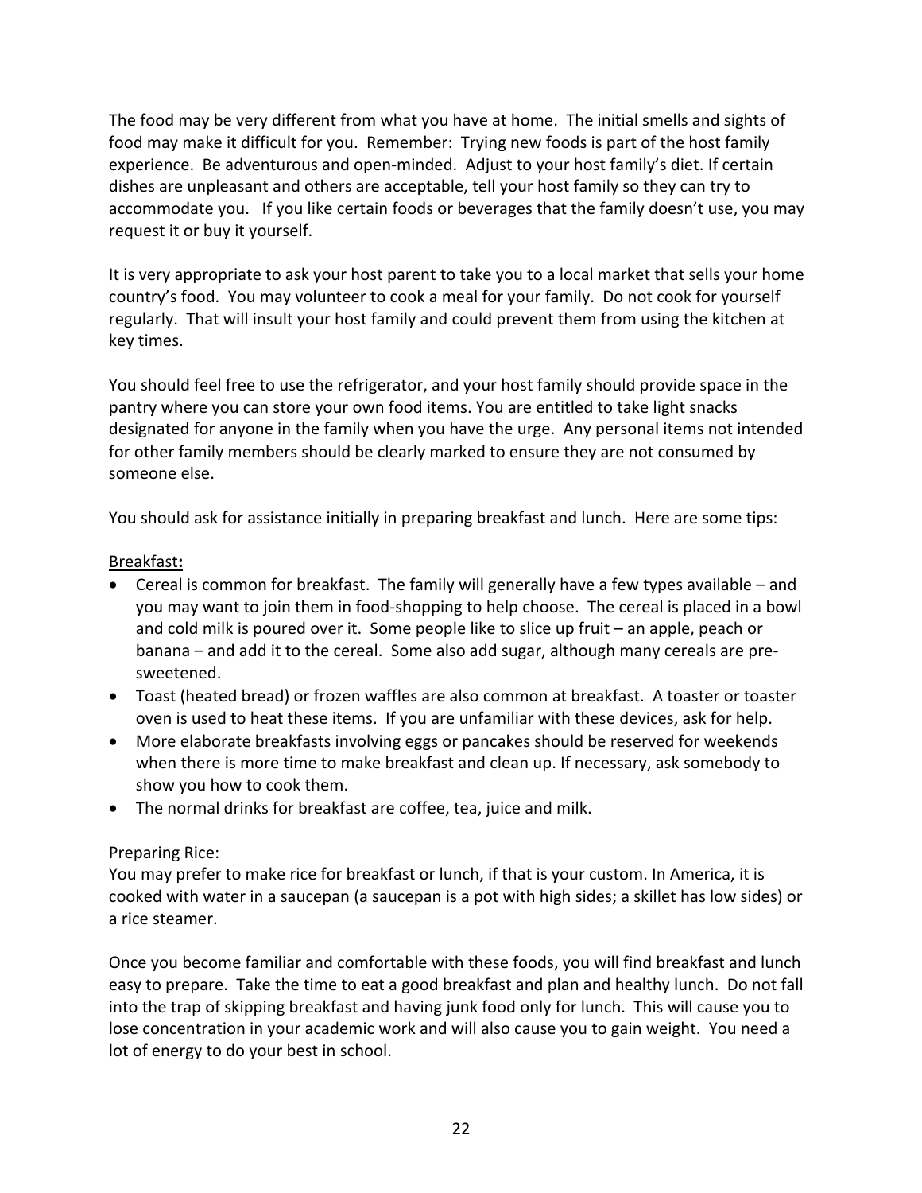The food may be very different from what you have at home. The initial smells and sights of food may make it difficult for you. Remember: Trying new foods is part of the host family experience. Be adventurous and open-minded. Adjust to your host family's diet. If certain dishes are unpleasant and others are acceptable, tell your host family so they can try to accommodate you. If you like certain foods or beverages that the family doesn't use, you may request it or buy it yourself.

It is very appropriate to ask your host parent to take you to a local market that sells your home country's food. You may volunteer to cook a meal for your family. Do not cook for yourself regularly. That will insult your host family and could prevent them from using the kitchen at key times.

You should feel free to use the refrigerator, and your host family should provide space in the pantry where you can store your own food items. You are entitled to take light snacks designated for anyone in the family when you have the urge. Any personal items not intended for other family members should be clearly marked to ensure they are not consumed by someone else.

You should ask for assistance initially in preparing breakfast and lunch. Here are some tips:

<u>Breakfast</u>**:**

- Cereal is common for breakfast. The family will generally have a few types available – and you may want to join them in food-shopping to help choose. The cereal is placed in a bowl and cold milk is poured over it. Some people like to slice up fruit – an apple, peach or banana – and add it to the cereal. Some also add sugar, although many cereals are pre-sweetened.
- Toast (heated bread) or frozen waffles are also common at breakfast. A toaster or toaster oven is used to heat these items. If you are unfamiliar with these devices, ask for help.
- More elaborate breakfasts involving eggs or pancakes should be reserved for weekends when there is more time to make breakfast and clean up. If necessary, ask somebody to show you how to cook them.
- The normal drinks for breakfast are coffee, tea, juice and milk.

<u>Preparing Rice</u>:

You may prefer to make rice for breakfast or lunch, if that is your custom. In America, it is cooked with water in a saucepan (a saucepan is a pot with high sides; a skillet has low sides) or a rice steamer.

Once you become familiar and comfortable with these foods, you will find breakfast and lunch easy to prepare. Take the time to eat a good breakfast and plan and healthy lunch. Do not fall into the trap of skipping breakfast and having junk food only for lunch. This will cause you to lose concentration in your academic work and will also cause you to gain weight. You need a lot of energy to do your best in school.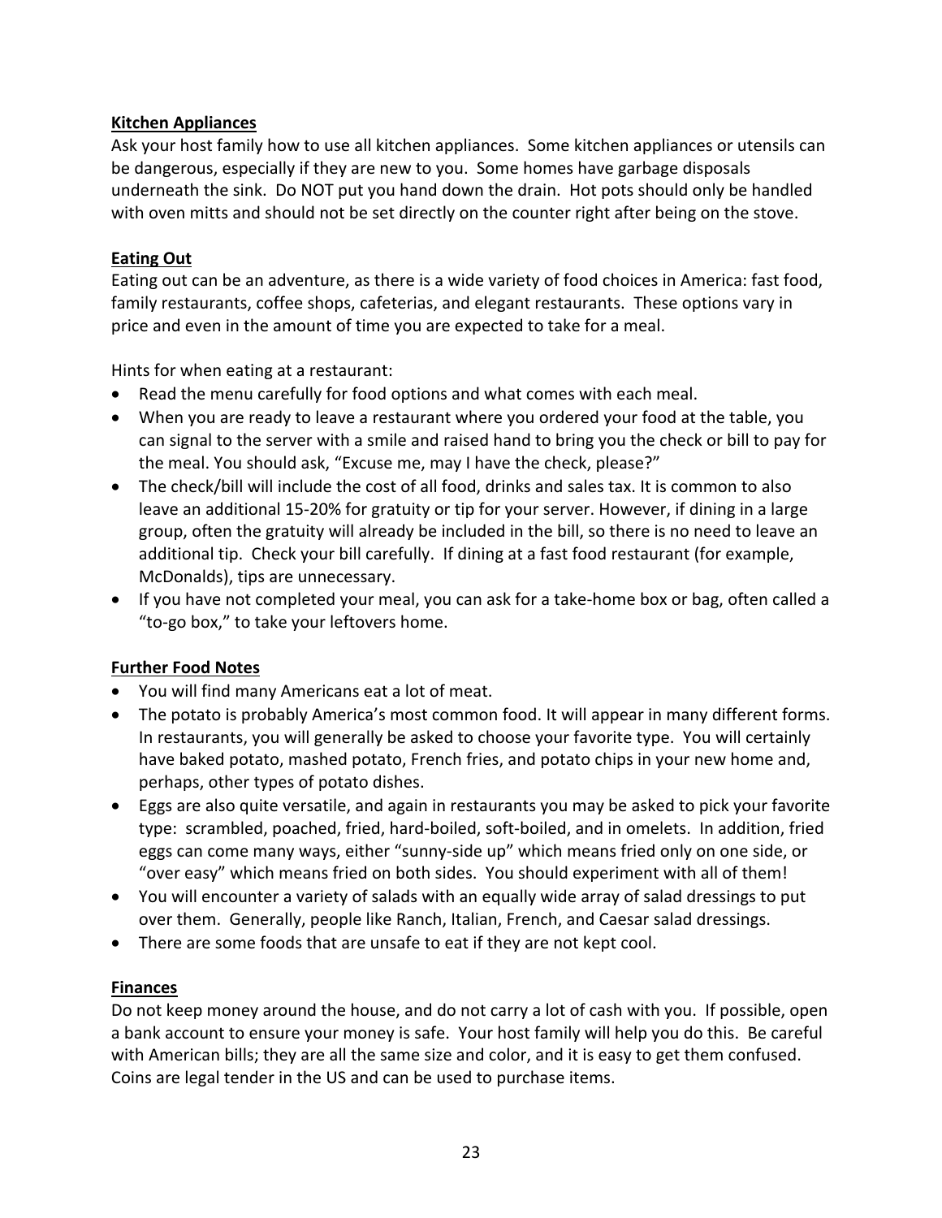### Kitchen Appliances

Ask your host family how to use all kitchen appliances. Some kitchen appliances or utensils can be dangerous, especially if they are new to you. Some homes have garbage disposals underneath the sink. Do NOT put you hand down the drain. Hot pots should only be handled with oven mitts and should not be set directly on the counter right after being on the stove.

### Eating Out

Eating out can be an adventure, as there is a wide variety of food choices in America: fast food, family restaurants, coffee shops, cafeterias, and elegant restaurants. These options vary in price and even in the amount of time you are expected to take for a meal.

Hints for when eating at a restaurant:

- Read the menu carefully for food options and what comes with each meal.
- When you are ready to leave a restaurant where you ordered your food at the table, you can signal to the server with a smile and raised hand to bring you the check or bill to pay for the meal. You should ask, "Excuse me, may I have the check, please?"
- The check/bill will include the cost of all food, drinks and sales tax. It is common to also leave an additional 15-20% for gratuity or tip for your server. However, if dining in a large group, often the gratuity will already be included in the bill, so there is no need to leave an additional tip. Check your bill carefully. If dining at a fast food restaurant (for example, McDonalds), tips are unnecessary.
- If you have not completed your meal, you can ask for a take-home box or bag, often called a "to-go box," to take your leftovers home.

### Further Food Notes

- You will find many Americans eat a lot of meat.
- The potato is probably America's most common food. It will appear in many different forms. In restaurants, you will generally be asked to choose your favorite type. You will certainly have baked potato, mashed potato, French fries, and potato chips in your new home and, perhaps, other types of potato dishes.
- Eggs are also quite versatile, and again in restaurants you may be asked to pick your favorite type: scrambled, poached, fried, hard-boiled, soft-boiled, and in omelets. In addition, fried eggs can come many ways, either "sunny-side up" which means fried only on one side, or "over easy" which means fried on both sides. You should experiment with all of them!
- You will encounter a variety of salads with an equally wide array of salad dressings to put over them. Generally, people like Ranch, Italian, French, and Caesar salad dressings.
- There are some foods that are unsafe to eat if they are not kept cool.

### Finances

Do not keep money around the house, and do not carry a lot of cash with you. If possible, open a bank account to ensure your money is safe. Your host family will help you do this. Be careful with American bills; they are all the same size and color, and it is easy to get them confused. Coins are legal tender in the US and can be used to purchase items.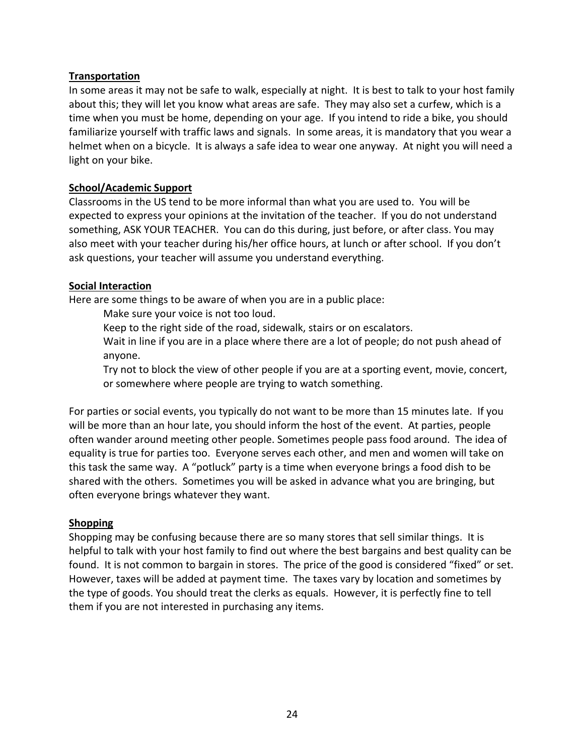**Transportation**

In some areas it may not be safe to walk, especially at night. It is best to talk to your host family about this; they will let you know what areas are safe. They may also set a curfew, which is a time when you must be home, depending on your age. If you intend to ride a bike, you should familiarize yourself with traffic laws and signals. In some areas, it is mandatory that you wear a helmet when on a bicycle. It is always a safe idea to wear one anyway. At night you will need a light on your bike.

**School/Academic Support**

Classrooms in the US tend to be more informal than what you are used to. You will be expected to express your opinions at the invitation of the teacher. If you do not understand something, ASK YOUR TEACHER. You can do this during, just before, or after class. You may also meet with your teacher during his/her office hours, at lunch or after school. If you don't ask questions, your teacher will assume you understand everything.

**Social Interaction**

Here are some things to be aware of when you are in a public place:

Make sure your voice is not too loud.

Keep to the right side of the road, sidewalk, stairs or on escalators.

Wait in line if you are in a place where there are a lot of people; do not push ahead of anyone.

Try not to block the view of other people if you are at a sporting event, movie, concert, or somewhere where people are trying to watch something.

For parties or social events, you typically do not want to be more than 15 minutes late. If you will be more than an hour late, you should inform the host of the event. At parties, people often wander around meeting other people. Sometimes people pass food around. The idea of equality is true for parties too. Everyone serves each other, and men and women will take on this task the same way. A "potluck" party is a time when everyone brings a food dish to be shared with the others. Sometimes you will be asked in advance what you are bringing, but often everyone brings whatever they want.

**Shopping**

Shopping may be confusing because there are so many stores that sell similar things. It is helpful to talk with your host family to find out where the best bargains and best quality can be found. It is not common to bargain in stores. The price of the good is considered "fixed" or set. However, taxes will be added at payment time. The taxes vary by location and sometimes by the type of goods. You should treat the clerks as equals. However, it is perfectly fine to tell them if you are not interested in purchasing any items.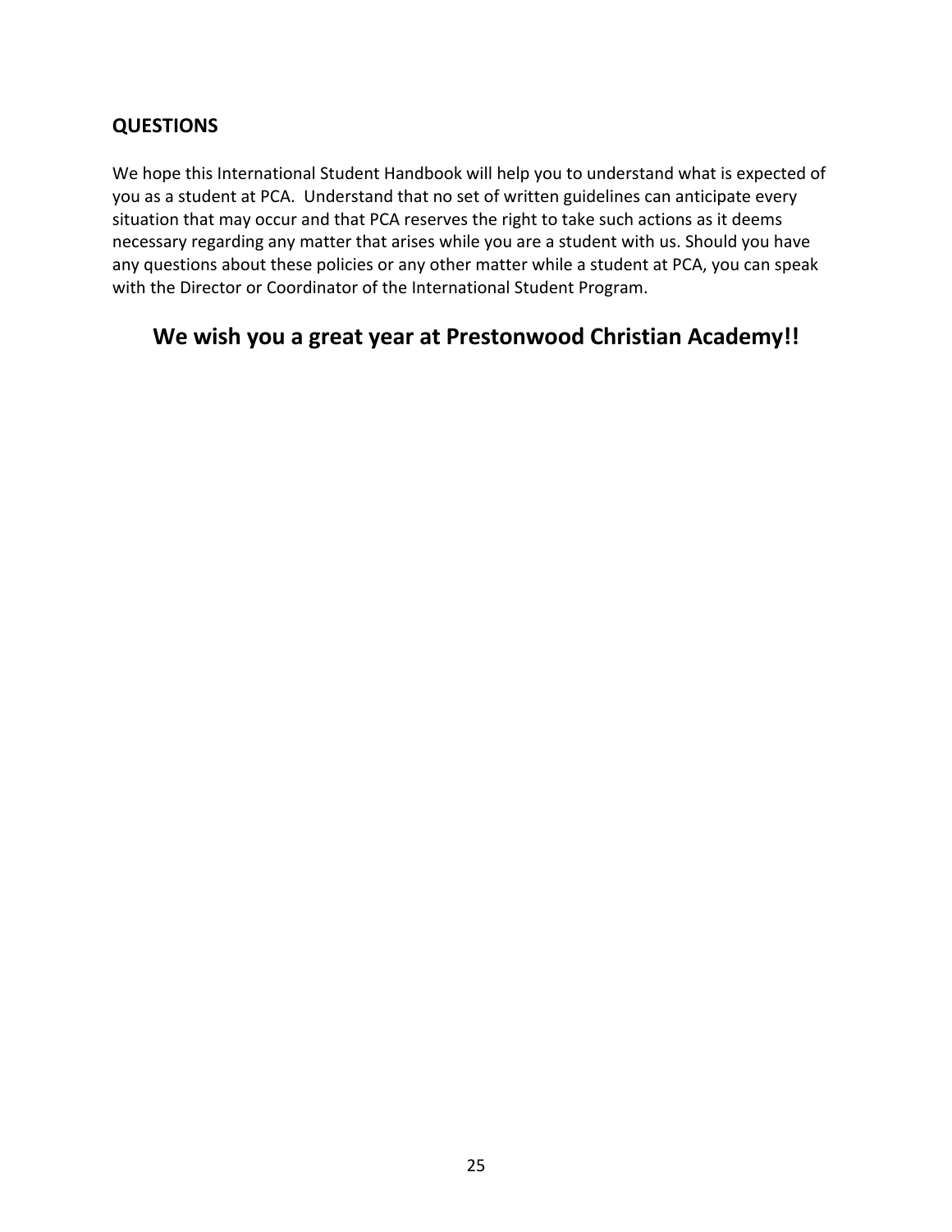## QUESTIONS

We hope this International Student Handbook will help you to understand what is expected of you as a student at PCA. Understand that no set of written guidelines can anticipate every situation that may occur and that PCA reserves the right to take such actions as it deems necessary regarding any matter that arises while you are a student with us. Should you have any questions about these policies or any other matter while a student at PCA, you can speak with the Director or Coordinator of the International Student Program.

## We wish you a great year at Prestonwood Christian Academy!!